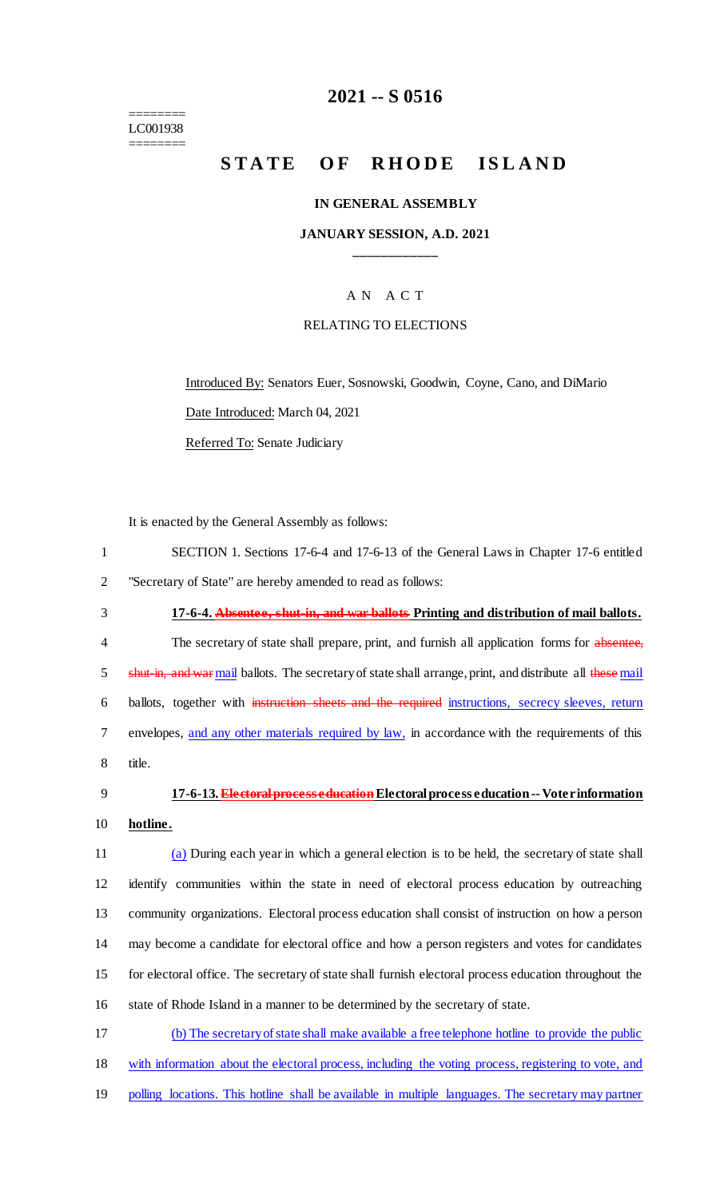========
LC001938
========

# 2021 -- S 0516

# STATE OF RHODE ISLAND

**IN GENERAL ASSEMBLY**

**JANUARY SESSION, A.D. 2021**

____________

A N A C T

RELATING TO ELECTIONS

Introduced By: Senators Euer, Sosnowski, Goodwin, Coyne, Cano, and DiMario

Date Introduced: March 04, 2021

Referred To: Senate Judiciary

It is enacted by the General Assembly as follows:

SECTION 1. Sections 17-6-4 and 17-6-13 of the General Laws in Chapter 17-6 entitled "Secretary of State" are hereby amended to read as follows:

**17-6-4. ~~Absentee, shut-in, and war ballots~~ Printing and distribution of mail ballots.**

The secretary of state shall prepare, print, and furnish all application forms for ~~absentee, shut-in, and war~~ mail ballots. The secretary of state shall arrange, print, and distribute all ~~these~~ mail ballots, together with ~~instruction sheets and the required~~ instructions, secrecy sleeves, return envelopes, and any other materials required by law, in accordance with the requirements of this title.

**17-6-13. ~~Electoral process education~~ Electoral process education -- Voter information hotline.**

(a) During each year in which a general election is to be held, the secretary of state shall identify communities within the state in need of electoral process education by outreaching community organizations. Electoral process education shall consist of instruction on how a person may become a candidate for electoral office and how a person registers and votes for candidates for electoral office. The secretary of state shall furnish electoral process education throughout the state of Rhode Island in a manner to be determined by the secretary of state.

(b) The secretary of state shall make available a free telephone hotline to provide the public with information about the electoral process, including the voting process, registering to vote, and polling locations. This hotline shall be available in multiple languages. The secretary may partner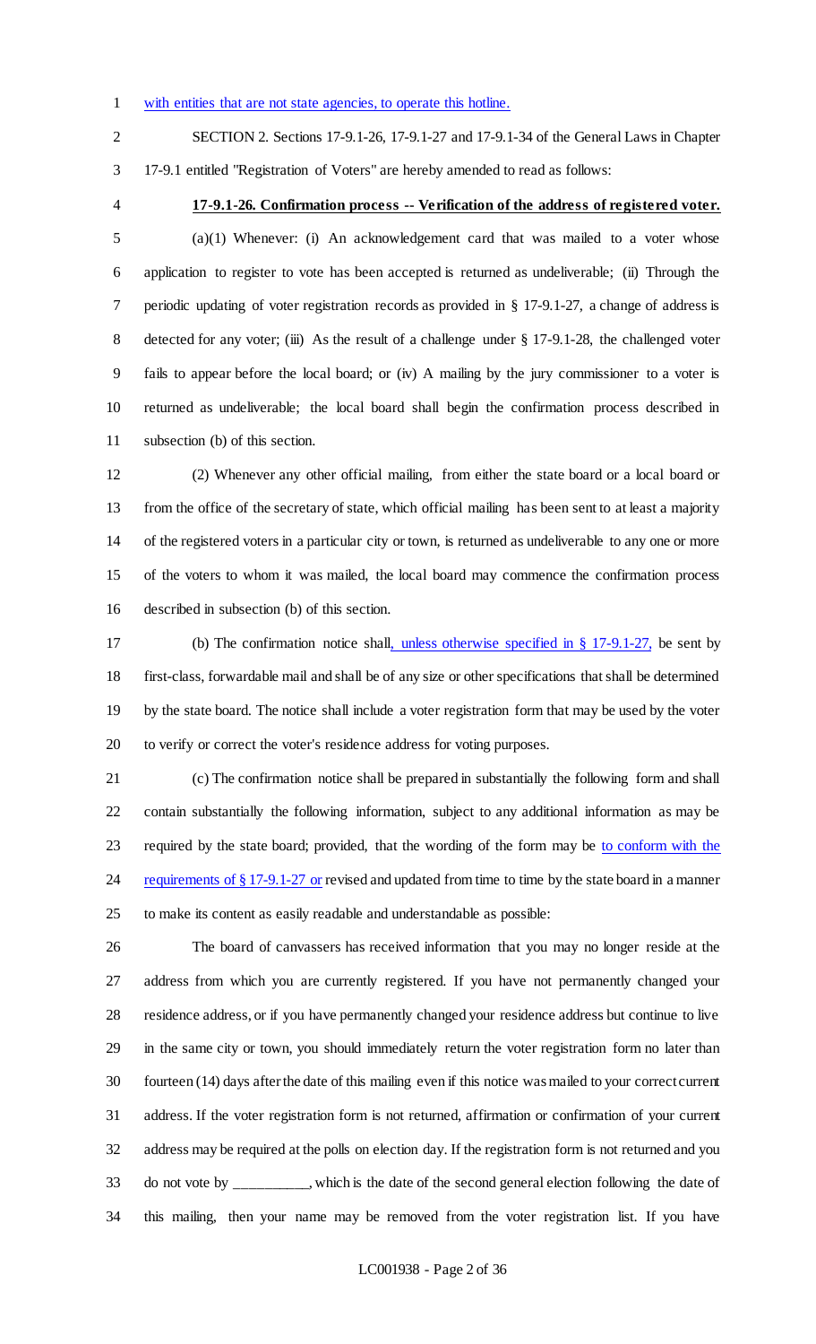with entities that are not state agencies, to operate this hotline.

SECTION 2. Sections 17-9.1-26, 17-9.1-27 and 17-9.1-34 of the General Laws in Chapter 17-9.1 entitled "Registration of Voters" are hereby amended to read as follows:

**17-9.1-26. Confirmation process -- Verification of the address of registered voter.**

(a)(1) Whenever: (i) An acknowledgement card that was mailed to a voter whose application to register to vote has been accepted is returned as undeliverable; (ii) Through the periodic updating of voter registration records as provided in § 17-9.1-27, a change of address is detected for any voter; (iii) As the result of a challenge under § 17-9.1-28, the challenged voter fails to appear before the local board; or (iv) A mailing by the jury commissioner to a voter is returned as undeliverable; the local board shall begin the confirmation process described in subsection (b) of this section.

(2) Whenever any other official mailing, from either the state board or a local board or from the office of the secretary of state, which official mailing has been sent to at least a majority of the registered voters in a particular city or town, is returned as undeliverable to any one or more of the voters to whom it was mailed, the local board may commence the confirmation process described in subsection (b) of this section.

(b) The confirmation notice shall, unless otherwise specified in § 17-9.1-27, be sent by first-class, forwardable mail and shall be of any size or other specifications that shall be determined by the state board. The notice shall include a voter registration form that may be used by the voter to verify or correct the voter's residence address for voting purposes.

(c) The confirmation notice shall be prepared in substantially the following form and shall contain substantially the following information, subject to any additional information as may be required by the state board; provided, that the wording of the form may be to conform with the requirements of § 17-9.1-27 or revised and updated from time to time by the state board in a manner to make its content as easily readable and understandable as possible:

The board of canvassers has received information that you may no longer reside at the address from which you are currently registered. If you have not permanently changed your residence address, or if you have permanently changed your residence address but continue to live in the same city or town, you should immediately return the voter registration form no later than fourteen (14) days after the date of this mailing even if this notice was mailed to your correct current address. If the voter registration form is not returned, affirmation or confirmation of your current address may be required at the polls on election day. If the registration form is not returned and you do not vote by __________, which is the date of the second general election following the date of this mailing, then your name may be removed from the voter registration list. If you have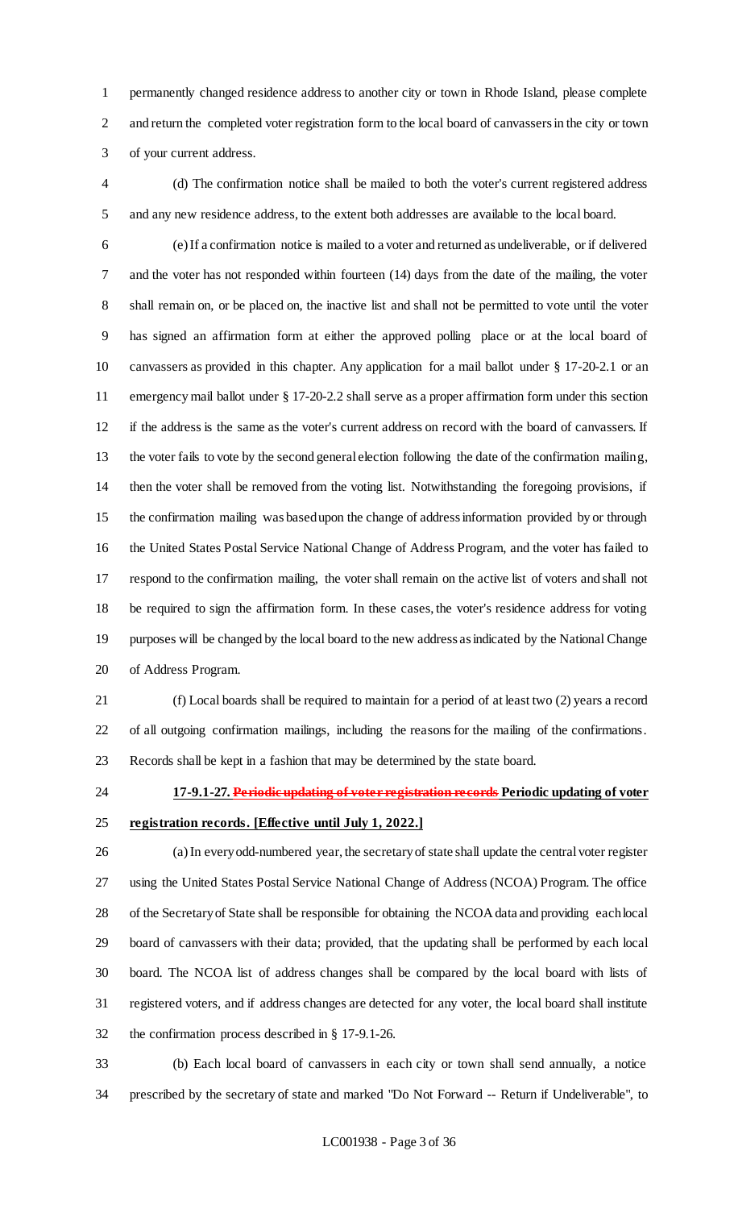permanently changed residence address to another city or town in Rhode Island, please complete and return the completed voter registration form to the local board of canvassers in the city or town of your current address.

(d) The confirmation notice shall be mailed to both the voter's current registered address and any new residence address, to the extent both addresses are available to the local board.

(e) If a confirmation notice is mailed to a voter and returned as undeliverable, or if delivered and the voter has not responded within fourteen (14) days from the date of the mailing, the voter shall remain on, or be placed on, the inactive list and shall not be permitted to vote until the voter has signed an affirmation form at either the approved polling place or at the local board of canvassers as provided in this chapter. Any application for a mail ballot under § 17-20-2.1 or an emergency mail ballot under § 17-20-2.2 shall serve as a proper affirmation form under this section if the address is the same as the voter's current address on record with the board of canvassers. If the voter fails to vote by the second general election following the date of the confirmation mailing, then the voter shall be removed from the voting list. Notwithstanding the foregoing provisions, if the confirmation mailing was based upon the change of address information provided by or through the United States Postal Service National Change of Address Program, and the voter has failed to respond to the confirmation mailing, the voter shall remain on the active list of voters and shall not be required to sign the affirmation form. In these cases, the voter's residence address for voting purposes will be changed by the local board to the new address as indicated by the National Change of Address Program.

(f) Local boards shall be required to maintain for a period of at least two (2) years a record of all outgoing confirmation mailings, including the reasons for the mailing of the confirmations. Records shall be kept in a fashion that may be determined by the state board.

**17-9.1-27. ~~Periodic updating of voter registration records~~ <u>Periodic updating of voter registration records. [Effective until July 1, 2022.]</u>**

(a) In every odd-numbered year, the secretary of state shall update the central voter register using the United States Postal Service National Change of Address (NCOA) Program. The office of the Secretary of State shall be responsible for obtaining the NCOA data and providing each local board of canvassers with their data; provided, that the updating shall be performed by each local board. The NCOA list of address changes shall be compared by the local board with lists of registered voters, and if address changes are detected for any voter, the local board shall institute the confirmation process described in § 17-9.1-26.

(b) Each local board of canvassers in each city or town shall send annually, a notice prescribed by the secretary of state and marked "Do Not Forward -- Return if Undeliverable", to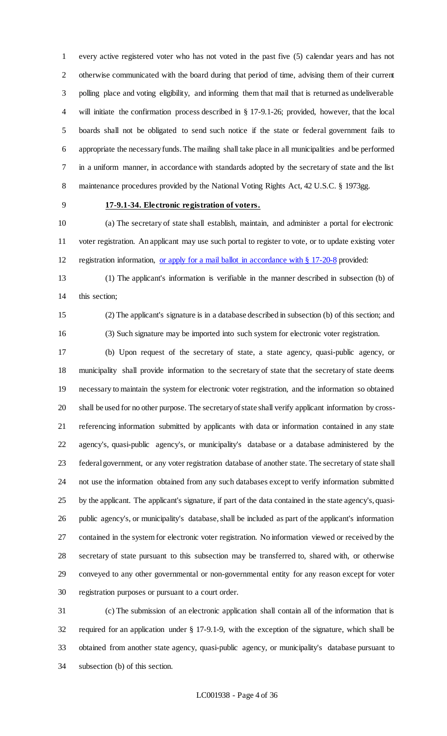every active registered voter who has not voted in the past five (5) calendar years and has not otherwise communicated with the board during that period of time, advising them of their current polling place and voting eligibility, and informing them that mail that is returned as undeliverable will initiate the confirmation process described in § 17-9.1-26; provided, however, that the local boards shall not be obligated to send such notice if the state or federal government fails to appropriate the necessary funds. The mailing shall take place in all municipalities and be performed in a uniform manner, in accordance with standards adopted by the secretary of state and the list maintenance procedures provided by the National Voting Rights Act, 42 U.S.C. § 1973gg.

**17-9.1-34. Electronic registration of voters.**

(a) The secretary of state shall establish, maintain, and administer a portal for electronic voter registration. An applicant may use such portal to register to vote, or to update existing voter registration information, <u>or apply for a mail ballot in accordance with § 17-20-8</u> provided:

(1) The applicant's information is verifiable in the manner described in subsection (b) of this section;

(2) The applicant's signature is in a database described in subsection (b) of this section; and

(3) Such signature may be imported into such system for electronic voter registration.

(b) Upon request of the secretary of state, a state agency, quasi-public agency, or municipality shall provide information to the secretary of state that the secretary of state deems necessary to maintain the system for electronic voter registration, and the information so obtained shall be used for no other purpose. The secretary of state shall verify applicant information by cross-referencing information submitted by applicants with data or information contained in any state agency's, quasi-public agency's, or municipality's database or a database administered by the federal government, or any voter registration database of another state. The secretary of state shall not use the information obtained from any such databases except to verify information submitted by the applicant. The applicant's signature, if part of the data contained in the state agency's, quasi-public agency's, or municipality's database, shall be included as part of the applicant's information contained in the system for electronic voter registration. No information viewed or received by the secretary of state pursuant to this subsection may be transferred to, shared with, or otherwise conveyed to any other governmental or non-governmental entity for any reason except for voter registration purposes or pursuant to a court order.

(c) The submission of an electronic application shall contain all of the information that is required for an application under § 17-9.1-9, with the exception of the signature, which shall be obtained from another state agency, quasi-public agency, or municipality's database pursuant to subsection (b) of this section.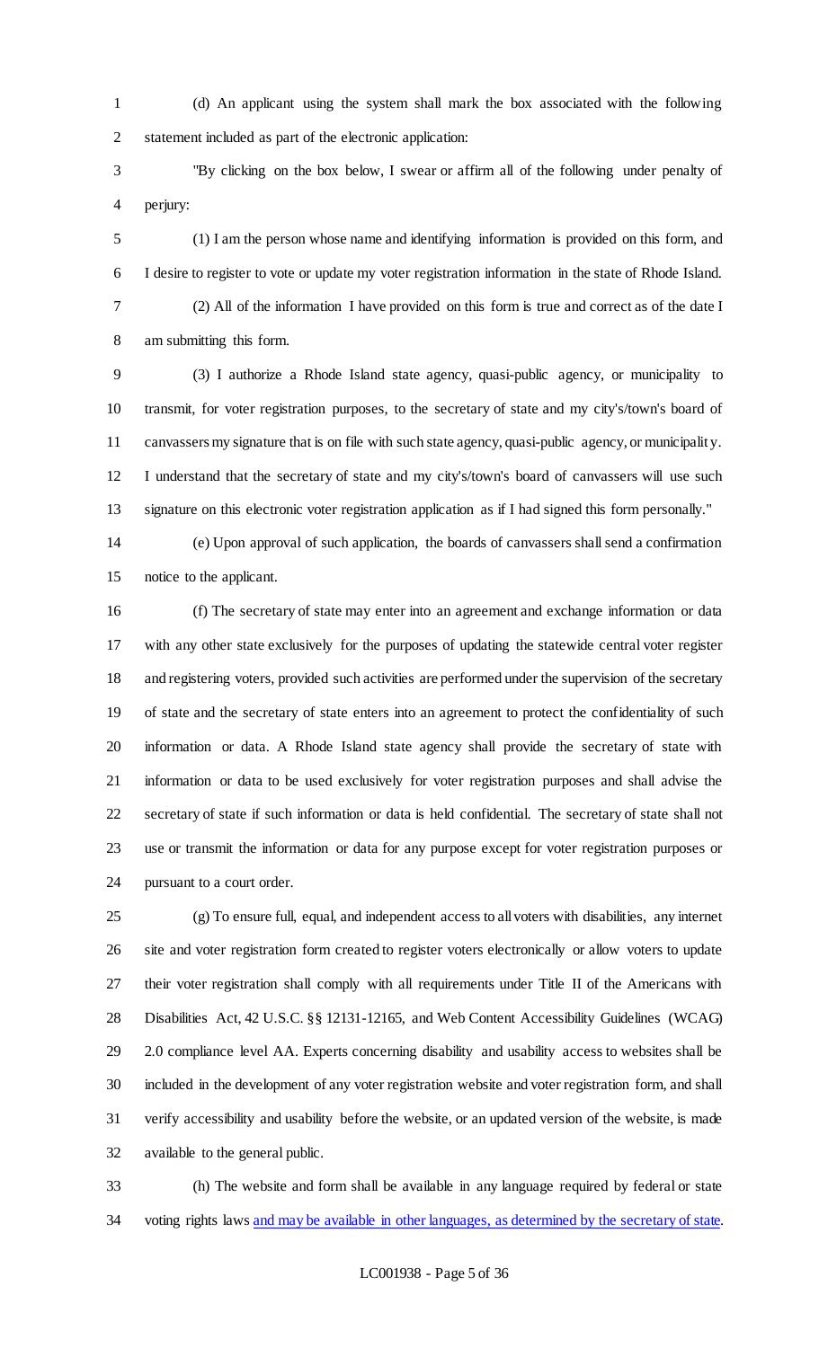(d) An applicant using the system shall mark the box associated with the following statement included as part of the electronic application:

"By clicking on the box below, I swear or affirm all of the following under penalty of perjury:

(1) I am the person whose name and identifying information is provided on this form, and I desire to register to vote or update my voter registration information in the state of Rhode Island.

(2) All of the information I have provided on this form is true and correct as of the date I am submitting this form.

(3) I authorize a Rhode Island state agency, quasi-public agency, or municipality to transmit, for voter registration purposes, to the secretary of state and my city's/town's board of canvassers my signature that is on file with such state agency, quasi-public agency, or municipality. I understand that the secretary of state and my city's/town's board of canvassers will use such signature on this electronic voter registration application as if I had signed this form personally."

(e) Upon approval of such application, the boards of canvassers shall send a confirmation notice to the applicant.

(f) The secretary of state may enter into an agreement and exchange information or data with any other state exclusively for the purposes of updating the statewide central voter register and registering voters, provided such activities are performed under the supervision of the secretary of state and the secretary of state enters into an agreement to protect the confidentiality of such information or data. A Rhode Island state agency shall provide the secretary of state with information or data to be used exclusively for voter registration purposes and shall advise the secretary of state if such information or data is held confidential. The secretary of state shall not use or transmit the information or data for any purpose except for voter registration purposes or pursuant to a court order.

(g) To ensure full, equal, and independent access to all voters with disabilities, any internet site and voter registration form created to register voters electronically or allow voters to update their voter registration shall comply with all requirements under Title II of the Americans with Disabilities Act, 42 U.S.C. §§ 12131-12165, and Web Content Accessibility Guidelines (WCAG) 2.0 compliance level AA. Experts concerning disability and usability access to websites shall be included in the development of any voter registration website and voter registration form, and shall verify accessibility and usability before the website, or an updated version of the website, is made available to the general public.

(h) The website and form shall be available in any language required by federal or state voting rights laws <u>and may be available in other languages, as determined by the secretary of state</u>.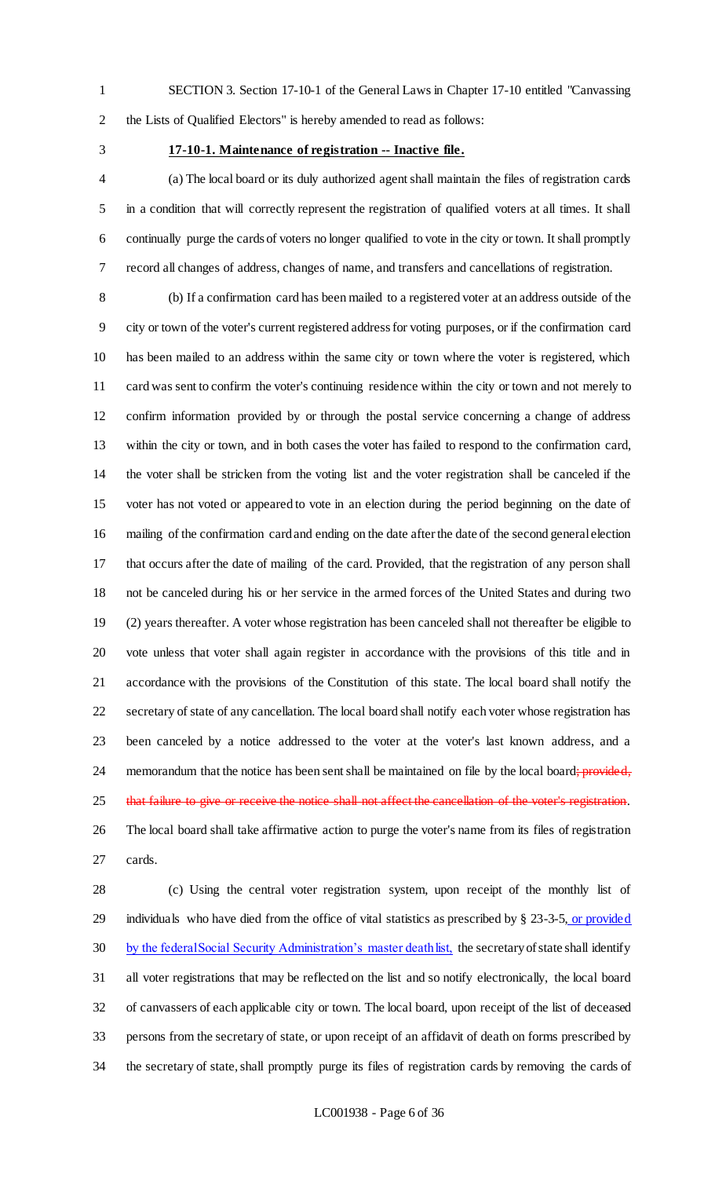SECTION 3. Section 17-10-1 of the General Laws in Chapter 17-10 entitled "Canvassing the Lists of Qualified Electors" is hereby amended to read as follows:

**17-10-1. Maintenance of registration -- Inactive file.**

(a) The local board or its duly authorized agent shall maintain the files of registration cards in a condition that will correctly represent the registration of qualified voters at all times. It shall continually purge the cards of voters no longer qualified to vote in the city or town. It shall promptly record all changes of address, changes of name, and transfers and cancellations of registration.

(b) If a confirmation card has been mailed to a registered voter at an address outside of the city or town of the voter's current registered address for voting purposes, or if the confirmation card has been mailed to an address within the same city or town where the voter is registered, which card was sent to confirm the voter's continuing residence within the city or town and not merely to confirm information provided by or through the postal service concerning a change of address within the city or town, and in both cases the voter has failed to respond to the confirmation card, the voter shall be stricken from the voting list and the voter registration shall be canceled if the voter has not voted or appeared to vote in an election during the period beginning on the date of mailing of the confirmation card and ending on the date after the date of the second general election that occurs after the date of mailing of the card. Provided, that the registration of any person shall not be canceled during his or her service in the armed forces of the United States and during two (2) years thereafter. A voter whose registration has been canceled shall not thereafter be eligible to vote unless that voter shall again register in accordance with the provisions of this title and in accordance with the provisions of the Constitution of this state. The local board shall notify the secretary of state of any cancellation. The local board shall notify each voter whose registration has been canceled by a notice addressed to the voter at the voter's last known address, and a memorandum that the notice has been sent shall be maintained on file by the local board~~; provided, that failure to give or receive the notice shall not affect the cancellation of the voter's registration~~. The local board shall take affirmative action to purge the voter's name from its files of registration cards.

(c) Using the central voter registration system, upon receipt of the monthly list of individuals who have died from the office of vital statistics as prescribed by § 23-3-5, or provided by the federal Social Security Administration's master death list, the secretary of state shall identify all voter registrations that may be reflected on the list and so notify electronically, the local board of canvassers of each applicable city or town. The local board, upon receipt of the list of deceased persons from the secretary of state, or upon receipt of an affidavit of death on forms prescribed by the secretary of state, shall promptly purge its files of registration cards by removing the cards of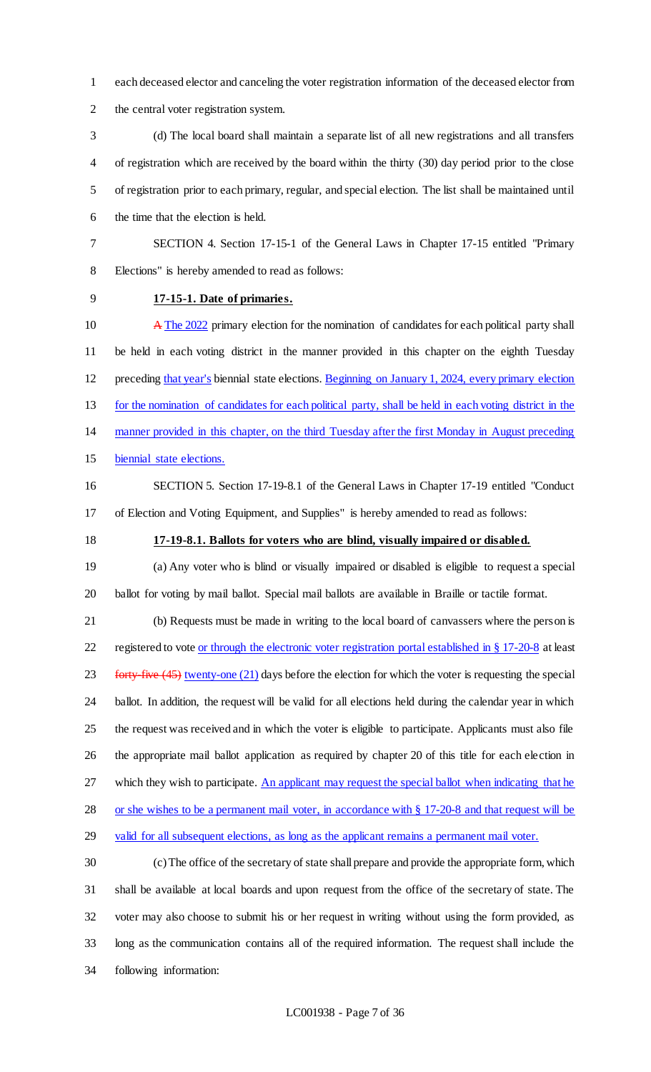each deceased elector and canceling the voter registration information of the deceased elector from the central voter registration system.

(d) The local board shall maintain a separate list of all new registrations and all transfers of registration which are received by the board within the thirty (30) day period prior to the close of registration prior to each primary, regular, and special election. The list shall be maintained until the time that the election is held.

SECTION 4. Section 17-15-1 of the General Laws in Chapter 17-15 entitled "Primary Elections" is hereby amended to read as follows:

**17-15-1. Date of primaries.**

~~A~~ The 2022 primary election for the nomination of candidates for each political party shall be held in each voting district in the manner provided in this chapter on the eighth Tuesday preceding that year's biennial state elections. Beginning on January 1, 2024, every primary election for the nomination of candidates for each political party, shall be held in each voting district in the manner provided in this chapter, on the third Tuesday after the first Monday in August preceding biennial state elections.

SECTION 5. Section 17-19-8.1 of the General Laws in Chapter 17-19 entitled "Conduct of Election and Voting Equipment, and Supplies" is hereby amended to read as follows:

**17-19-8.1. Ballots for voters who are blind, visually impaired or disabled.**

(a) Any voter who is blind or visually impaired or disabled is eligible to request a special ballot for voting by mail ballot. Special mail ballots are available in Braille or tactile format.

(b) Requests must be made in writing to the local board of canvassers where the person is registered to vote or through the electronic voter registration portal established in § 17-20-8 at least ~~forty-five (45)~~ twenty-one (21) days before the election for which the voter is requesting the special ballot. In addition, the request will be valid for all elections held during the calendar year in which the request was received and in which the voter is eligible to participate. Applicants must also file the appropriate mail ballot application as required by chapter 20 of this title for each election in which they wish to participate. An applicant may request the special ballot when indicating that he or she wishes to be a permanent mail voter, in accordance with § 17-20-8 and that request will be valid for all subsequent elections, as long as the applicant remains a permanent mail voter.

(c) The office of the secretary of state shall prepare and provide the appropriate form, which shall be available at local boards and upon request from the office of the secretary of state. The voter may also choose to submit his or her request in writing without using the form provided, as long as the communication contains all of the required information. The request shall include the following information: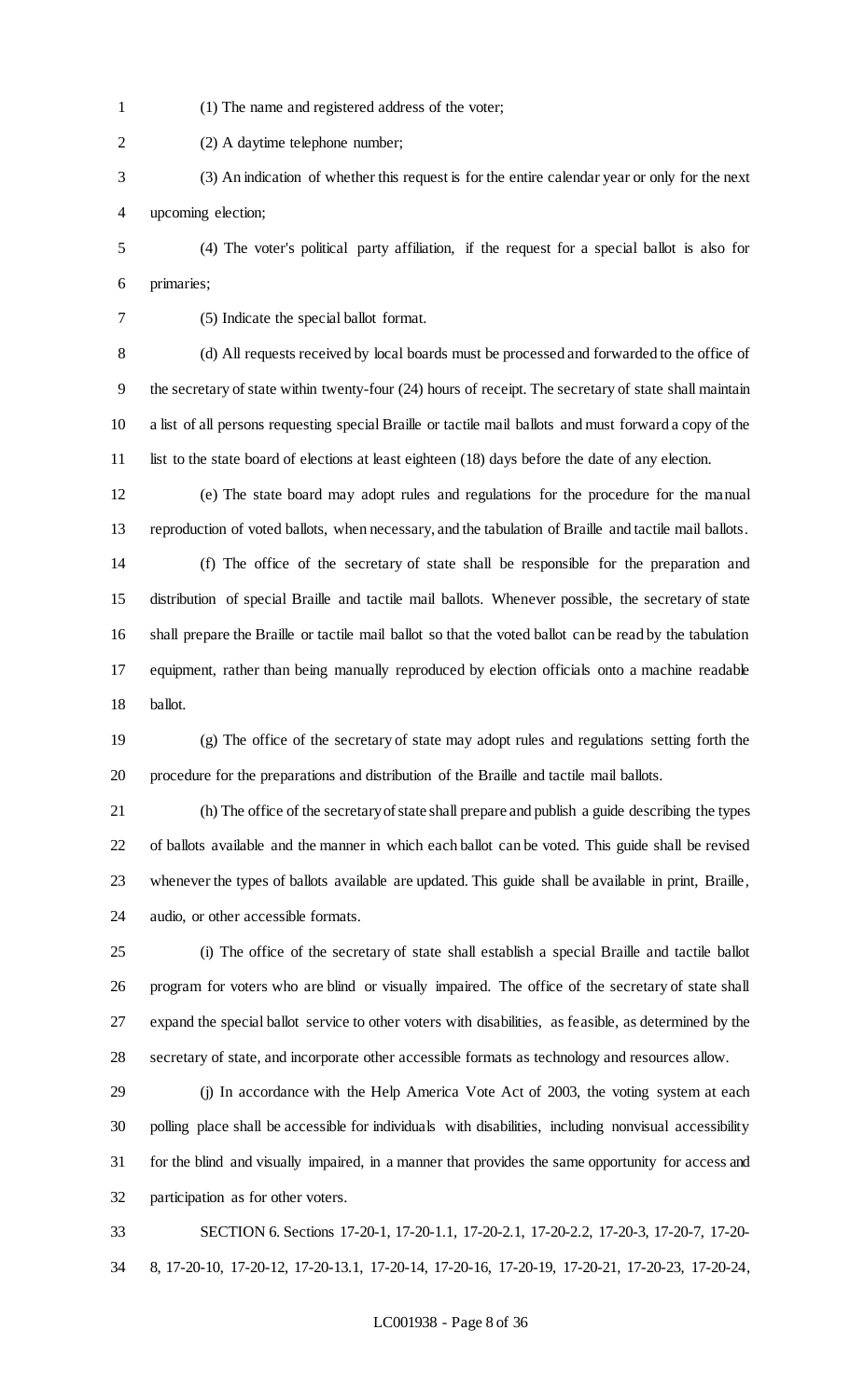(1) The name and registered address of the voter;

(2) A daytime telephone number;

(3) An indication of whether this request is for the entire calendar year or only for the next upcoming election;

(4) The voter's political party affiliation, if the request for a special ballot is also for primaries;

(5) Indicate the special ballot format.

(d) All requests received by local boards must be processed and forwarded to the office of the secretary of state within twenty-four (24) hours of receipt. The secretary of state shall maintain a list of all persons requesting special Braille or tactile mail ballots and must forward a copy of the list to the state board of elections at least eighteen (18) days before the date of any election.

(e) The state board may adopt rules and regulations for the procedure for the manual reproduction of voted ballots, when necessary, and the tabulation of Braille and tactile mail ballots.

(f) The office of the secretary of state shall be responsible for the preparation and distribution of special Braille and tactile mail ballots. Whenever possible, the secretary of state shall prepare the Braille or tactile mail ballot so that the voted ballot can be read by the tabulation equipment, rather than being manually reproduced by election officials onto a machine readable ballot.

(g) The office of the secretary of state may adopt rules and regulations setting forth the procedure for the preparations and distribution of the Braille and tactile mail ballots.

(h) The office of the secretary of state shall prepare and publish a guide describing the types of ballots available and the manner in which each ballot can be voted. This guide shall be revised whenever the types of ballots available are updated. This guide shall be available in print, Braille, audio, or other accessible formats.

(i) The office of the secretary of state shall establish a special Braille and tactile ballot program for voters who are blind or visually impaired. The office of the secretary of state shall expand the special ballot service to other voters with disabilities, as feasible, as determined by the secretary of state, and incorporate other accessible formats as technology and resources allow.

(j) In accordance with the Help America Vote Act of 2003, the voting system at each polling place shall be accessible for individuals with disabilities, including nonvisual accessibility for the blind and visually impaired, in a manner that provides the same opportunity for access and participation as for other voters.

SECTION 6. Sections 17-20-1, 17-20-1.1, 17-20-2.1, 17-20-2.2, 17-20-3, 17-20-7, 17-20-8, 17-20-10, 17-20-12, 17-20-13.1, 17-20-14, 17-20-16, 17-20-19, 17-20-21, 17-20-23, 17-20-24,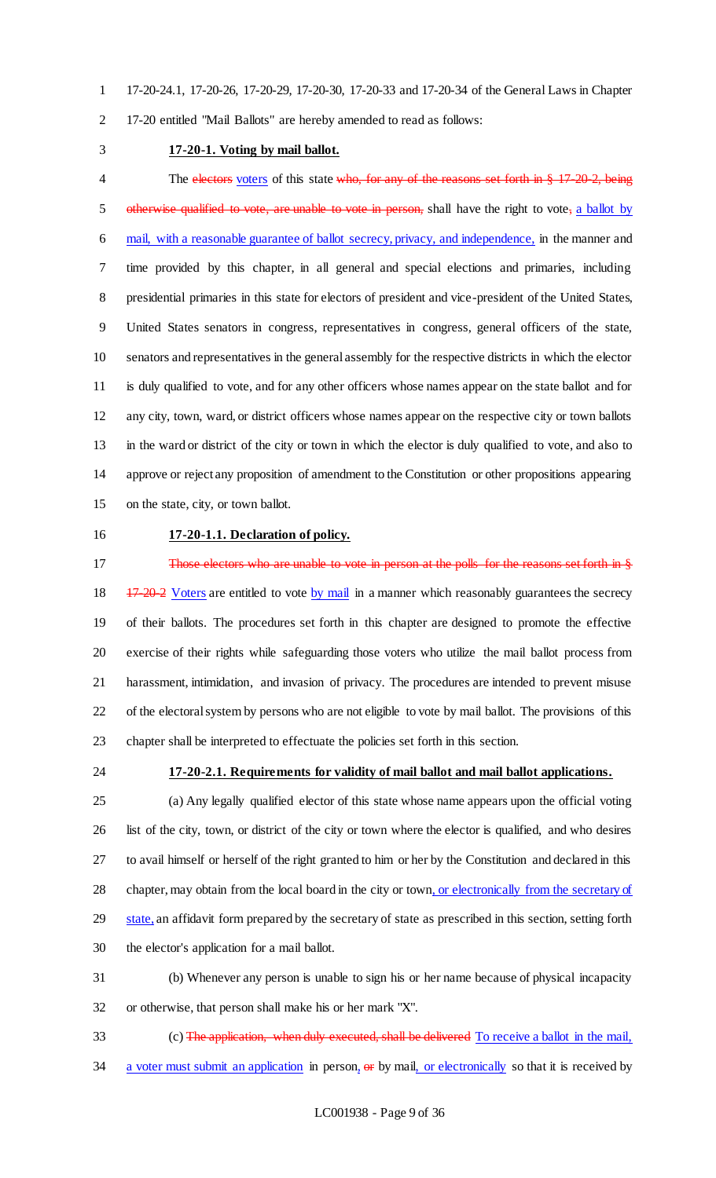17-20-24.1, 17-20-26, 17-20-29, 17-20-30, 17-20-33 and 17-20-34 of the General Laws in Chapter 17-20 entitled "Mail Ballots" are hereby amended to read as follows:

**17-20-1. Voting by mail ballot.**

The ~~electors~~ voters of this state ~~who, for any of the reasons set forth in § 17-20-2, being otherwise qualified to vote, are unable to vote in person,~~ shall have the right to vote~~,~~ a ballot by mail, with a reasonable guarantee of ballot secrecy, privacy, and independence, in the manner and time provided by this chapter, in all general and special elections and primaries, including presidential primaries in this state for electors of president and vice-president of the United States, United States senators in congress, representatives in congress, general officers of the state, senators and representatives in the general assembly for the respective districts in which the elector is duly qualified to vote, and for any other officers whose names appear on the state ballot and for any city, town, ward, or district officers whose names appear on the respective city or town ballots in the ward or district of the city or town in which the elector is duly qualified to vote, and also to approve or reject any proposition of amendment to the Constitution or other propositions appearing on the state, city, or town ballot.

**17-20-1.1. Declaration of policy.**

~~Those electors who are unable to vote in person at the polls for the reasons set forth in § 17-20-2~~ Voters are entitled to vote by mail in a manner which reasonably guarantees the secrecy of their ballots. The procedures set forth in this chapter are designed to promote the effective exercise of their rights while safeguarding those voters who utilize the mail ballot process from harassment, intimidation, and invasion of privacy. The procedures are intended to prevent misuse of the electoral system by persons who are not eligible to vote by mail ballot. The provisions of this chapter shall be interpreted to effectuate the policies set forth in this section.

**17-20-2.1. Requirements for validity of mail ballot and mail ballot applications.**

(a) Any legally qualified elector of this state whose name appears upon the official voting list of the city, town, or district of the city or town where the elector is qualified, and who desires to avail himself or herself of the right granted to him or her by the Constitution and declared in this chapter, may obtain from the local board in the city or town, or electronically from the secretary of state, an affidavit form prepared by the secretary of state as prescribed in this section, setting forth the elector's application for a mail ballot.

(b) Whenever any person is unable to sign his or her name because of physical incapacity or otherwise, that person shall make his or her mark "X".

(c) ~~The application, when duly executed, shall be delivered~~ To receive a ballot in the mail, a voter must submit an application in person, ~~or~~ by mail, or electronically so that it is received by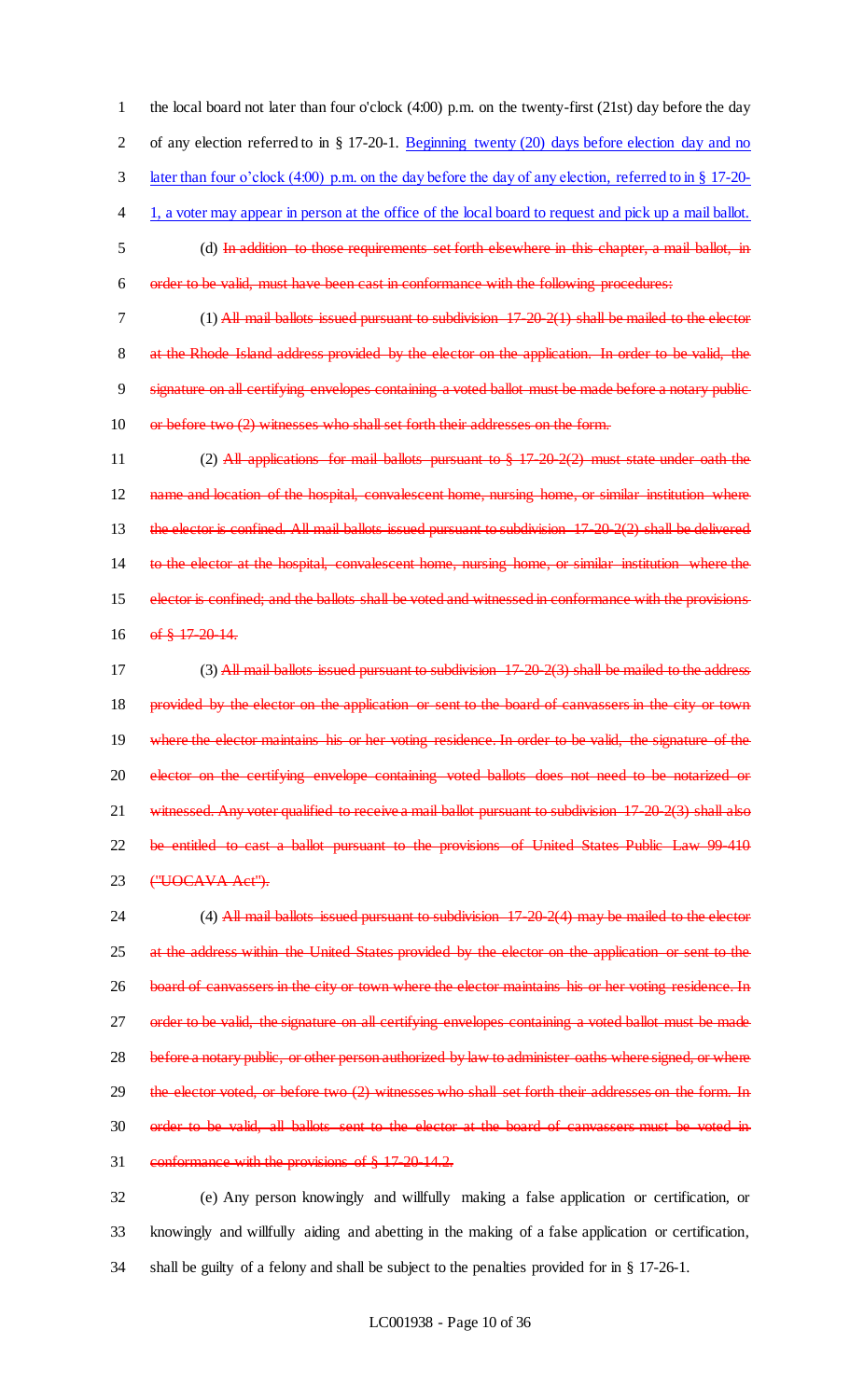the local board not later than four o'clock (4:00) p.m. on the twenty-first (21st) day before the day of any election referred to in § 17-20-1. <u>Beginning twenty (20) days before election day and no later than four o'clock (4:00) p.m. on the day before the day of any election, referred to in § 17-20-1, a voter may appear in person at the office of the local board to request and pick up a mail ballot.</u>

(d) ~~In addition to those requirements set forth elsewhere in this chapter, a mail ballot, in order to be valid, must have been cast in conformance with the following procedures:~~

(1) ~~All mail ballots issued pursuant to subdivision 17-20-2(1) shall be mailed to the elector at the Rhode Island address provided by the elector on the application. In order to be valid, the signature on all certifying envelopes containing a voted ballot must be made before a notary public or before two (2) witnesses who shall set forth their addresses on the form.~~

(2) ~~All applications for mail ballots pursuant to § 17-20-2(2) must state under oath the name and location of the hospital, convalescent home, nursing home, or similar institution where the elector is confined. All mail ballots issued pursuant to subdivision 17-20-2(2) shall be delivered to the elector at the hospital, convalescent home, nursing home, or similar institution where the elector is confined; and the ballots shall be voted and witnessed in conformance with the provisions of § 17-20-14.~~

(3) ~~All mail ballots issued pursuant to subdivision 17-20-2(3) shall be mailed to the address provided by the elector on the application or sent to the board of canvassers in the city or town where the elector maintains his or her voting residence. In order to be valid, the signature of the elector on the certifying envelope containing voted ballots does not need to be notarized or witnessed. Any voter qualified to receive a mail ballot pursuant to subdivision 17-20-2(3) shall also be entitled to cast a ballot pursuant to the provisions of United States Public Law 99-410 ("UOCAVA Act").~~

(4) ~~All mail ballots issued pursuant to subdivision 17-20-2(4) may be mailed to the elector at the address within the United States provided by the elector on the application or sent to the board of canvassers in the city or town where the elector maintains his or her voting residence. In order to be valid, the signature on all certifying envelopes containing a voted ballot must be made before a notary public, or other person authorized by law to administer oaths where signed, or where the elector voted, or before two (2) witnesses who shall set forth their addresses on the form. In order to be valid, all ballots sent to the elector at the board of canvassers must be voted in conformance with the provisions of § 17-20-14.2.~~

(e) Any person knowingly and willfully making a false application or certification, or knowingly and willfully aiding and abetting in the making of a false application or certification, shall be guilty of a felony and shall be subject to the penalties provided for in § 17-26-1.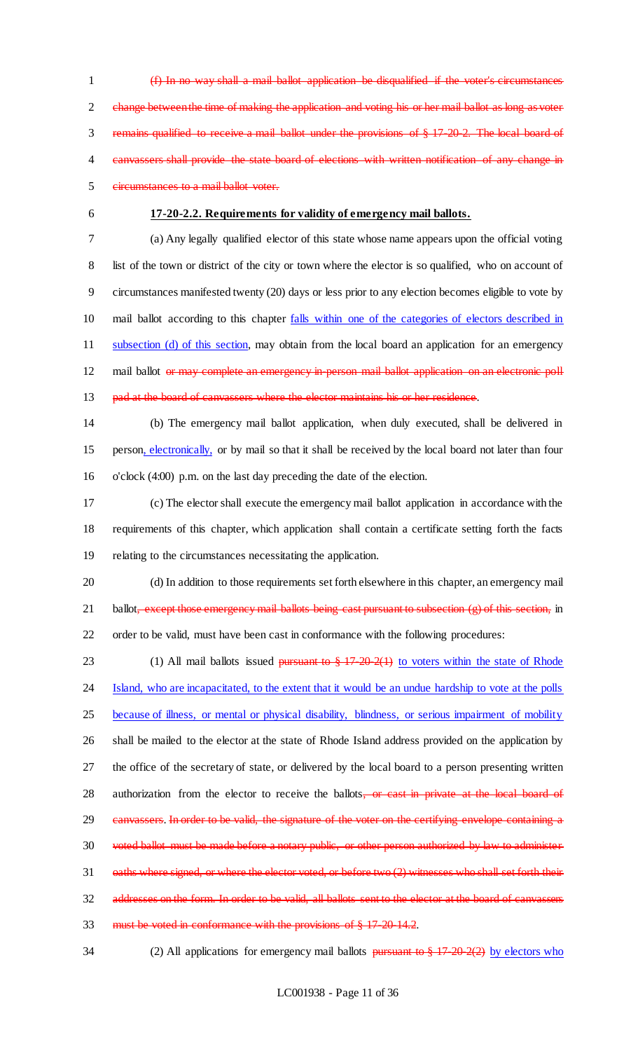~~(f) In no way shall a mail ballot application be disqualified if the voter's circumstances change between the time of making the application and voting his or her mail ballot as long as voter remains qualified to receive a mail ballot under the provisions of § 17-20-2. The local board of canvassers shall provide the state board of elections with written notification of any change in circumstances to a mail ballot voter.~~

**17-20-2.2. Requirements for validity of emergency mail ballots.**

(a) Any legally qualified elector of this state whose name appears upon the official voting list of the town or district of the city or town where the elector is so qualified, who on account of circumstances manifested twenty (20) days or less prior to any election becomes eligible to vote by mail ballot according to this chapter <u>falls within one of the categories of electors described in subsection (d) of this section</u>, may obtain from the local board an application for an emergency mail ballot ~~or may complete an emergency in-person mail ballot application on an electronic poll pad at the board of canvassers where the elector maintains his or her residence~~.

(b) The emergency mail ballot application, when duly executed, shall be delivered in person<u>, electronically,</u> or by mail so that it shall be received by the local board not later than four o'clock (4:00) p.m. on the last day preceding the date of the election.

(c) The elector shall execute the emergency mail ballot application in accordance with the requirements of this chapter, which application shall contain a certificate setting forth the facts relating to the circumstances necessitating the application.

(d) In addition to those requirements set forth elsewhere in this chapter, an emergency mail ballot~~, except those emergency mail ballots being cast pursuant to subsection (g) of this section,~~ in order to be valid, must have been cast in conformance with the following procedures:

(1) All mail ballots issued ~~pursuant to § 17-20-2(1)~~ <u>to voters within the state of Rhode Island, who are incapacitated, to the extent that it would be an undue hardship to vote at the polls because of illness, or mental or physical disability, blindness, or serious impairment of mobility</u> shall be mailed to the elector at the state of Rhode Island address provided on the application by the office of the secretary of state, or delivered by the local board to a person presenting written authorization from the elector to receive the ballots~~, or cast in private at the local board of canvassers~~. ~~In order to be valid, the signature of the voter on the certifying envelope containing a voted ballot must be made before a notary public, or other person authorized by law to administer oaths where signed, or where the elector voted, or before two (2) witnesses who shall set forth their addresses on the form. In order to be valid, all ballots sent to the elector at the board of canvassers must be voted in conformance with the provisions of § 17-20-14.2~~.

(2) All applications for emergency mail ballots ~~pursuant to § 17-20-2(2)~~ <u>by electors who</u>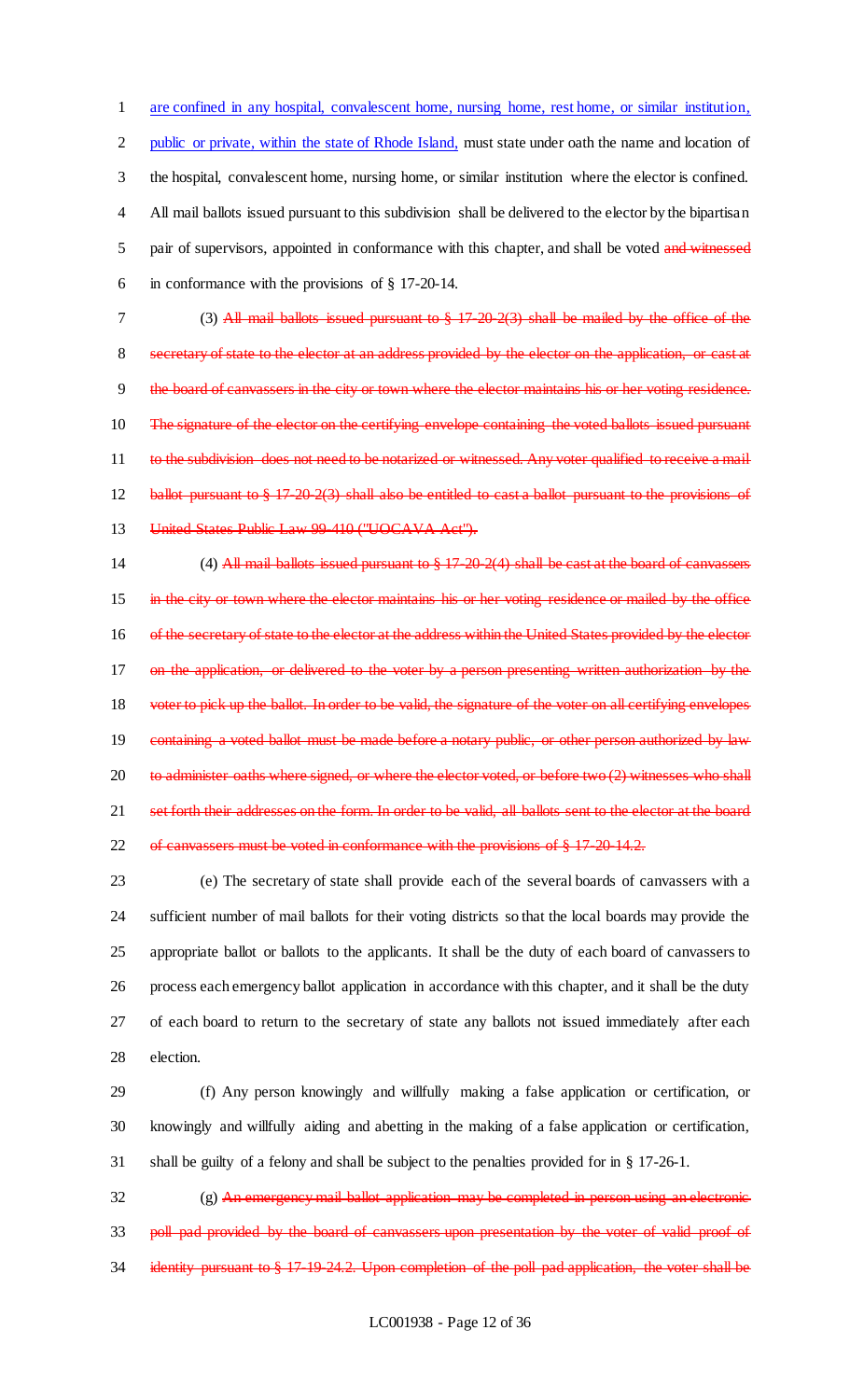are confined in any hospital, convalescent home, nursing home, rest home, or similar institution, public or private, within the state of Rhode Island, must state under oath the name and location of the hospital, convalescent home, nursing home, or similar institution where the elector is confined. All mail ballots issued pursuant to this subdivision shall be delivered to the elector by the bipartisan pair of supervisors, appointed in conformance with this chapter, and shall be voted ~~and witnessed~~ in conformance with the provisions of § 17-20-14.

(3) ~~All mail ballots issued pursuant to § 17-20-2(3) shall be mailed by the office of the secretary of state to the elector at an address provided by the elector on the application, or cast at the board of canvassers in the city or town where the elector maintains his or her voting residence. The signature of the elector on the certifying envelope containing the voted ballots issued pursuant to the subdivision does not need to be notarized or witnessed. Any voter qualified to receive a mail ballot pursuant to § 17-20-2(3) shall also be entitled to cast a ballot pursuant to the provisions of United States Public Law 99-410 ("UOCAVA Act").~~

(4) ~~All mail ballots issued pursuant to § 17-20-2(4) shall be cast at the board of canvassers in the city or town where the elector maintains his or her voting residence or mailed by the office of the secretary of state to the elector at the address within the United States provided by the elector on the application, or delivered to the voter by a person presenting written authorization by the voter to pick up the ballot. In order to be valid, the signature of the voter on all certifying envelopes containing a voted ballot must be made before a notary public, or other person authorized by law to administer oaths where signed, or where the elector voted, or before two (2) witnesses who shall set forth their addresses on the form. In order to be valid, all ballots sent to the elector at the board of canvassers must be voted in conformance with the provisions of § 17-20-14.2.~~

(e) The secretary of state shall provide each of the several boards of canvassers with a sufficient number of mail ballots for their voting districts so that the local boards may provide the appropriate ballot or ballots to the applicants. It shall be the duty of each board of canvassers to process each emergency ballot application in accordance with this chapter, and it shall be the duty of each board to return to the secretary of state any ballots not issued immediately after each election.

(f) Any person knowingly and willfully making a false application or certification, or knowingly and willfully aiding and abetting in the making of a false application or certification, shall be guilty of a felony and shall be subject to the penalties provided for in § 17-26-1.

(g) ~~An emergency mail ballot application may be completed in person using an electronic poll pad provided by the board of canvassers upon presentation by the voter of valid proof of identity pursuant to § 17-19-24.2. Upon completion of the poll pad application, the voter shall be~~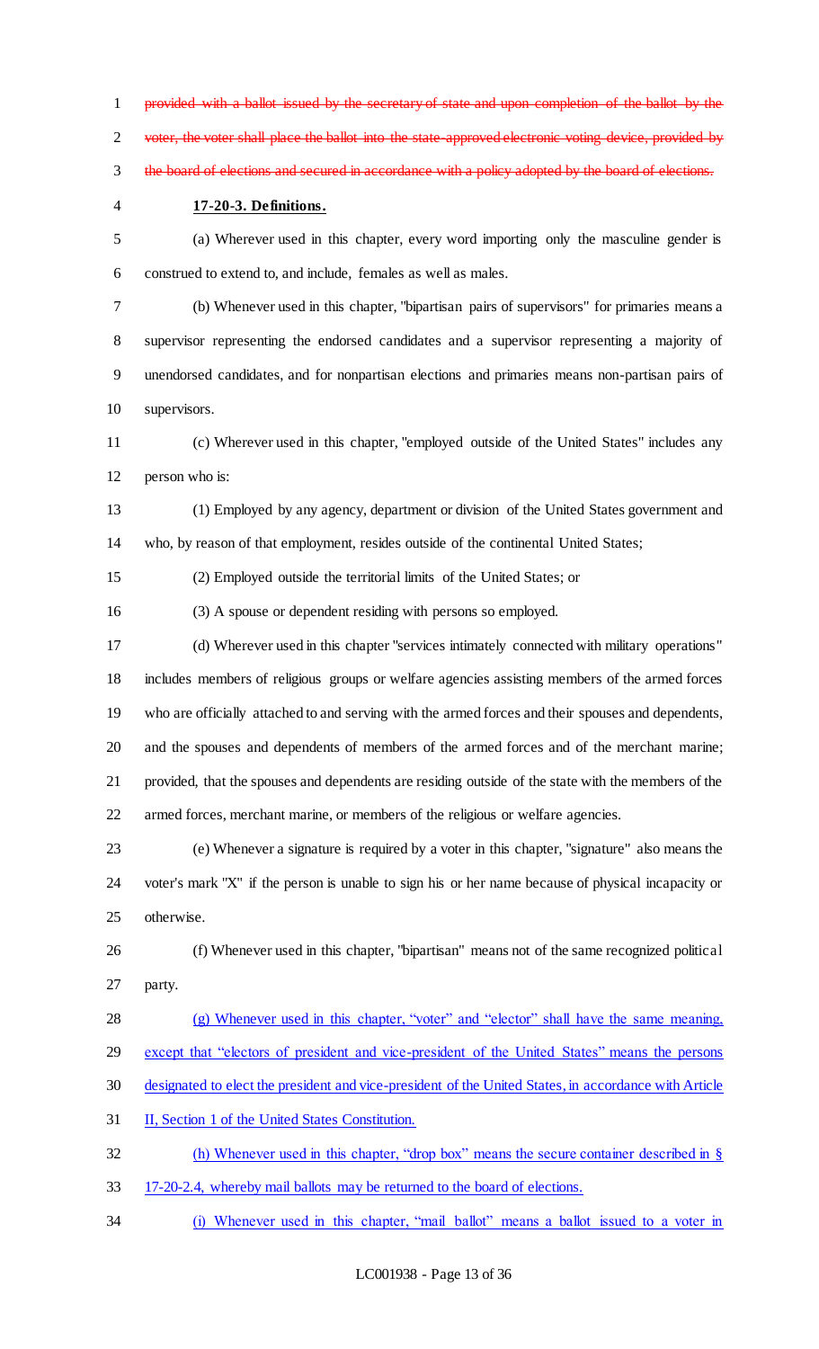~~provided with a ballot issued by the secretary of state and upon completion of the ballot by the voter, the voter shall place the ballot into the state-approved electronic voting device, provided by the board of elections and secured in accordance with a policy adopted by the board of elections.~~

**17-20-3. Definitions.**

(a) Wherever used in this chapter, every word importing only the masculine gender is construed to extend to, and include, females as well as males.

(b) Whenever used in this chapter, "bipartisan pairs of supervisors" for primaries means a supervisor representing the endorsed candidates and a supervisor representing a majority of unendorsed candidates, and for nonpartisan elections and primaries means non-partisan pairs of supervisors.

(c) Wherever used in this chapter, "employed outside of the United States" includes any person who is:

(1) Employed by any agency, department or division of the United States government and who, by reason of that employment, resides outside of the continental United States;

(2) Employed outside the territorial limits of the United States; or

(3) A spouse or dependent residing with persons so employed.

(d) Wherever used in this chapter "services intimately connected with military operations" includes members of religious groups or welfare agencies assisting members of the armed forces who are officially attached to and serving with the armed forces and their spouses and dependents, and the spouses and dependents of members of the armed forces and of the merchant marine; provided, that the spouses and dependents are residing outside of the state with the members of the armed forces, merchant marine, or members of the religious or welfare agencies.

(e) Whenever a signature is required by a voter in this chapter, "signature" also means the voter's mark "X" if the person is unable to sign his or her name because of physical incapacity or otherwise.

(f) Whenever used in this chapter, "bipartisan" means not of the same recognized political party.

<u>(g) Whenever used in this chapter, "voter" and "elector" shall have the same meaning, except that "electors of president and vice-president of the United States" means the persons designated to elect the president and vice-president of the United States, in accordance with Article II, Section 1 of the United States Constitution.</u>

<u>(h) Whenever used in this chapter, "drop box" means the secure container described in § 17-20-2.4, whereby mail ballots may be returned to the board of elections.</u>

<u>(i) Whenever used in this chapter, "mail ballot" means a ballot issued to a voter in</u>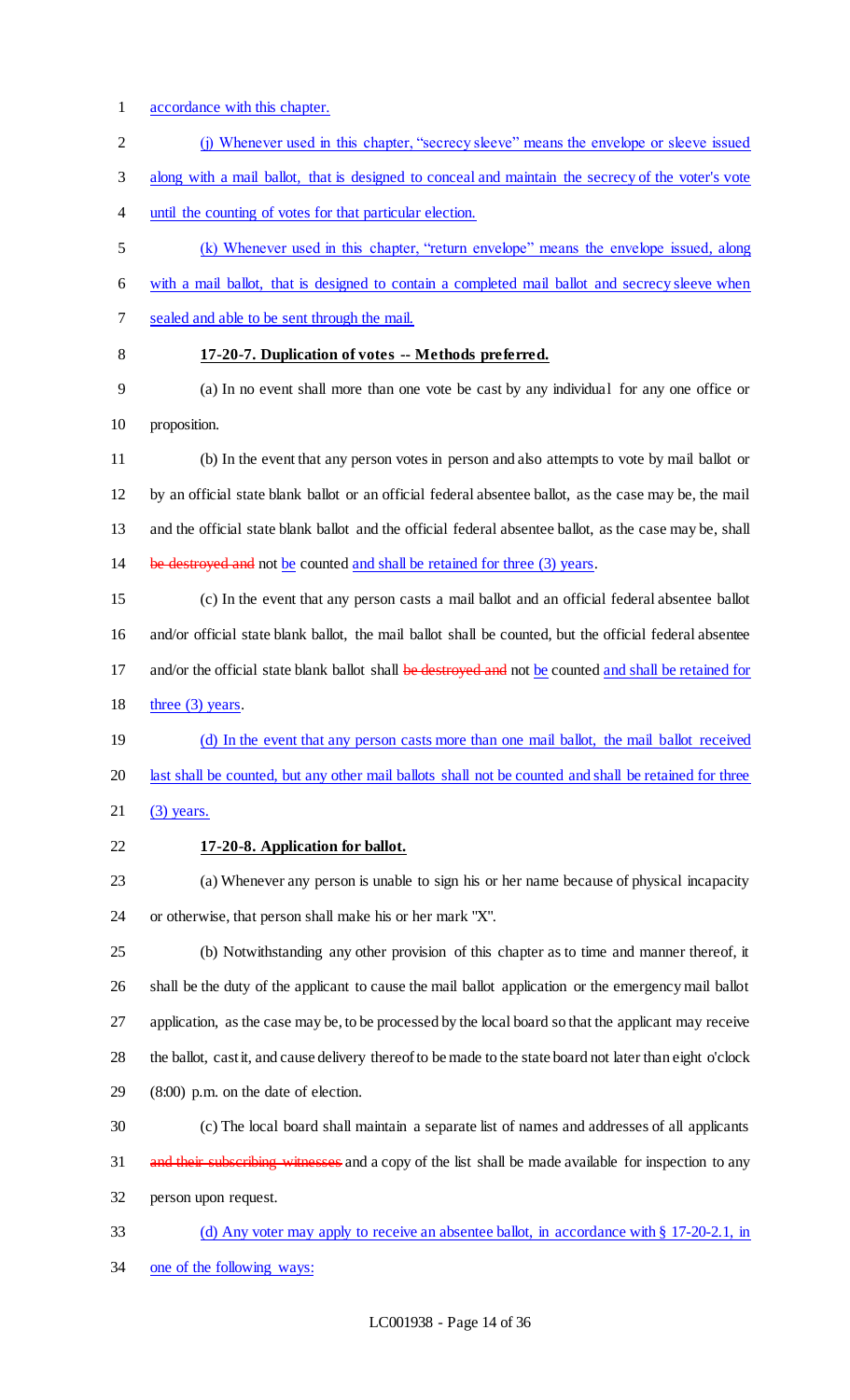accordance with this chapter.

(j) Whenever used in this chapter, "secrecy sleeve" means the envelope or sleeve issued along with a mail ballot, that is designed to conceal and maintain the secrecy of the voter's vote until the counting of votes for that particular election.

(k) Whenever used in this chapter, "return envelope" means the envelope issued, along with a mail ballot, that is designed to contain a completed mail ballot and secrecy sleeve when sealed and able to be sent through the mail.

**17-20-7. Duplication of votes -- Methods preferred.**

(a) In no event shall more than one vote be cast by any individual for any one office or proposition.

(b) In the event that any person votes in person and also attempts to vote by mail ballot or by an official state blank ballot or an official federal absentee ballot, as the case may be, the mail and the official state blank ballot and the official federal absentee ballot, as the case may be, shall ~~be destroyed and~~ not be counted and shall be retained for three (3) years.

(c) In the event that any person casts a mail ballot and an official federal absentee ballot and/or official state blank ballot, the mail ballot shall be counted, but the official federal absentee and/or the official state blank ballot shall ~~be destroyed and~~ not be counted and shall be retained for three (3) years.

(d) In the event that any person casts more than one mail ballot, the mail ballot received last shall be counted, but any other mail ballots shall not be counted and shall be retained for three (3) years.

**17-20-8. Application for ballot.**

(a) Whenever any person is unable to sign his or her name because of physical incapacity or otherwise, that person shall make his or her mark "X".

(b) Notwithstanding any other provision of this chapter as to time and manner thereof, it shall be the duty of the applicant to cause the mail ballot application or the emergency mail ballot application, as the case may be, to be processed by the local board so that the applicant may receive the ballot, cast it, and cause delivery thereof to be made to the state board not later than eight o'clock (8:00) p.m. on the date of election.

(c) The local board shall maintain a separate list of names and addresses of all applicants ~~and their subscribing witnesses~~ and a copy of the list shall be made available for inspection to any person upon request.

(d) Any voter may apply to receive an absentee ballot, in accordance with § 17-20-2.1, in one of the following ways: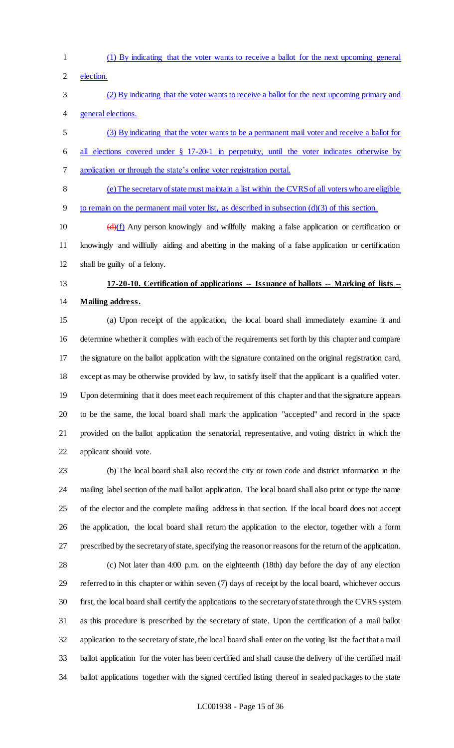(1) By indicating that the voter wants to receive a ballot for the next upcoming general election.

(2) By indicating that the voter wants to receive a ballot for the next upcoming primary and general elections.

(3) By indicating that the voter wants to be a permanent mail voter and receive a ballot for all elections covered under § 17-20-1 in perpetuity, until the voter indicates otherwise by application or through the state's online voter registration portal.

(e) The secretary of state must maintain a list within the CVRS of all voters who are eligible to remain on the permanent mail voter list, as described in subsection (d)(3) of this section.

~~(d)~~(f) Any person knowingly and willfully making a false application or certification or knowingly and willfully aiding and abetting in the making of a false application or certification shall be guilty of a felony.

**17-20-10. Certification of applications -- Issuance of ballots -- Marking of lists -- Mailing address.**

(a) Upon receipt of the application, the local board shall immediately examine it and determine whether it complies with each of the requirements set forth by this chapter and compare the signature on the ballot application with the signature contained on the original registration card, except as may be otherwise provided by law, to satisfy itself that the applicant is a qualified voter. Upon determining that it does meet each requirement of this chapter and that the signature appears to be the same, the local board shall mark the application "accepted" and record in the space provided on the ballot application the senatorial, representative, and voting district in which the applicant should vote.

(b) The local board shall also record the city or town code and district information in the mailing label section of the mail ballot application. The local board shall also print or type the name of the elector and the complete mailing address in that section. If the local board does not accept the application, the local board shall return the application to the elector, together with a form prescribed by the secretary of state, specifying the reason or reasons for the return of the application.

(c) Not later than 4:00 p.m. on the eighteenth (18th) day before the day of any election referred to in this chapter or within seven (7) days of receipt by the local board, whichever occurs first, the local board shall certify the applications to the secretary of state through the CVRS system as this procedure is prescribed by the secretary of state. Upon the certification of a mail ballot application to the secretary of state, the local board shall enter on the voting list the fact that a mail ballot application for the voter has been certified and shall cause the delivery of the certified mail ballot applications together with the signed certified listing thereof in sealed packages to the state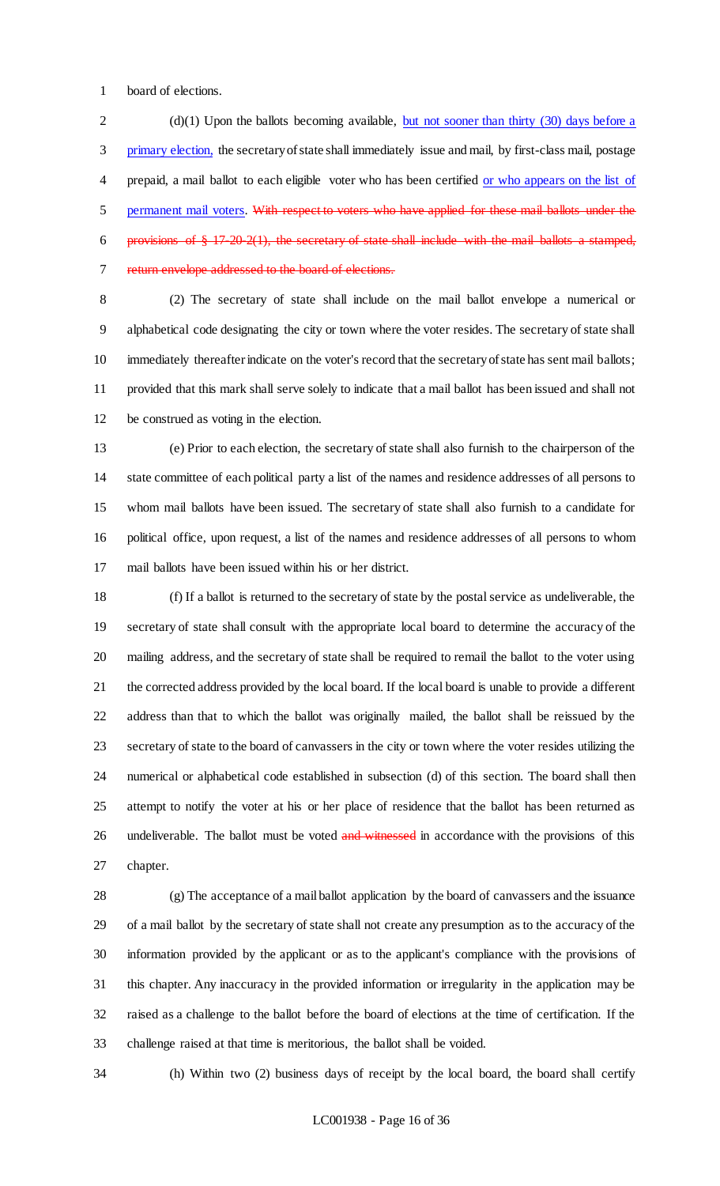board of elections.

(d)(1) Upon the ballots becoming available, but not sooner than thirty (30) days before a primary election, the secretary of state shall immediately issue and mail, by first-class mail, postage prepaid, a mail ballot to each eligible voter who has been certified or who appears on the list of permanent mail voters. ~~With respect to voters who have applied for these mail ballots under the provisions of § 17-20-2(1), the secretary of state shall include with the mail ballots a stamped, return envelope addressed to the board of elections.~~

(2) The secretary of state shall include on the mail ballot envelope a numerical or alphabetical code designating the city or town where the voter resides. The secretary of state shall immediately thereafter indicate on the voter's record that the secretary of state has sent mail ballots; provided that this mark shall serve solely to indicate that a mail ballot has been issued and shall not be construed as voting in the election.

(e) Prior to each election, the secretary of state shall also furnish to the chairperson of the state committee of each political party a list of the names and residence addresses of all persons to whom mail ballots have been issued. The secretary of state shall also furnish to a candidate for political office, upon request, a list of the names and residence addresses of all persons to whom mail ballots have been issued within his or her district.

(f) If a ballot is returned to the secretary of state by the postal service as undeliverable, the secretary of state shall consult with the appropriate local board to determine the accuracy of the mailing address, and the secretary of state shall be required to remail the ballot to the voter using the corrected address provided by the local board. If the local board is unable to provide a different address than that to which the ballot was originally mailed, the ballot shall be reissued by the secretary of state to the board of canvassers in the city or town where the voter resides utilizing the numerical or alphabetical code established in subsection (d) of this section. The board shall then attempt to notify the voter at his or her place of residence that the ballot has been returned as undeliverable. The ballot must be voted ~~and witnessed~~ in accordance with the provisions of this chapter.

(g) The acceptance of a mail ballot application by the board of canvassers and the issuance of a mail ballot by the secretary of state shall not create any presumption as to the accuracy of the information provided by the applicant or as to the applicant's compliance with the provisions of this chapter. Any inaccuracy in the provided information or irregularity in the application may be raised as a challenge to the ballot before the board of elections at the time of certification. If the challenge raised at that time is meritorious, the ballot shall be voided.

(h) Within two (2) business days of receipt by the local board, the board shall certify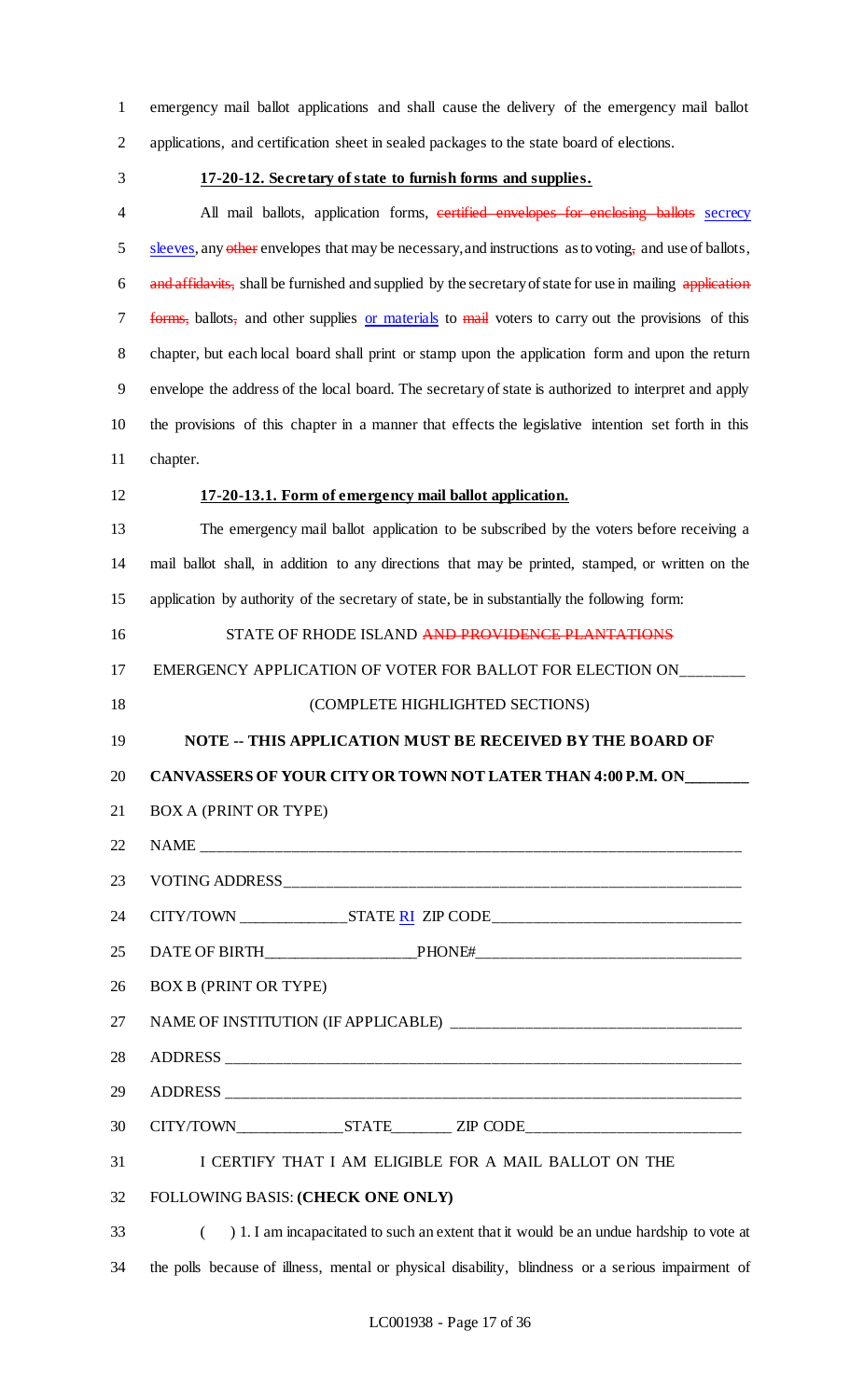emergency mail ballot applications and shall cause the delivery of the emergency mail ballot applications, and certification sheet in sealed packages to the state board of elections.

**17-20-12. Secretary of state to furnish forms and supplies.**

All mail ballots, application forms, ~~certified envelopes for enclosing ballots~~ secrecy sleeves, any ~~other~~ envelopes that may be necessary, and instructions as to voting~~,~~ and use of ballots, ~~and affidavits,~~ shall be furnished and supplied by the secretary of state for use in mailing ~~application forms,~~ ballots~~,~~ and other supplies or materials to ~~mail~~ voters to carry out the provisions of this chapter, but each local board shall print or stamp upon the application form and upon the return envelope the address of the local board. The secretary of state is authorized to interpret and apply the provisions of this chapter in a manner that effects the legislative intention set forth in this chapter.

**17-20-13.1. Form of emergency mail ballot application.**

The emergency mail ballot application to be subscribed by the voters before receiving a mail ballot shall, in addition to any directions that may be printed, stamped, or written on the application by authority of the secretary of state, be in substantially the following form:

STATE OF RHODE ISLAND ~~AND PROVIDENCE PLANTATIONS~~

EMERGENCY APPLICATION OF VOTER FOR BALLOT FOR ELECTION ON________

(COMPLETE HIGHLIGHTED SECTIONS)

**NOTE -- THIS APPLICATION MUST BE RECEIVED BY THE BOARD OF CANVASSERS OF YOUR CITY OR TOWN NOT LATER THAN 4:00 P.M. ON________**

BOX A (PRINT OR TYPE)

NAME ______________________________________________________________________

VOTING ADDRESS_____________________________________________________________

CITY/TOWN ______________STATE RI ZIP CODE________________________________

DATE OF BIRTH___________________PHONE#_________________________________

BOX B (PRINT OR TYPE)

NAME OF INSTITUTION (IF APPLICABLE) ____________________________________

ADDRESS ___________________________________________________________________

ADDRESS ___________________________________________________________________

CITY/TOWN______________STATE________ ZIP CODE___________________________

I CERTIFY THAT I AM ELIGIBLE FOR A MAIL BALLOT ON THE FOLLOWING BASIS: **(CHECK ONE ONLY)**

( ) 1. I am incapacitated to such an extent that it would be an undue hardship to vote at the polls because of illness, mental or physical disability, blindness or a serious impairment of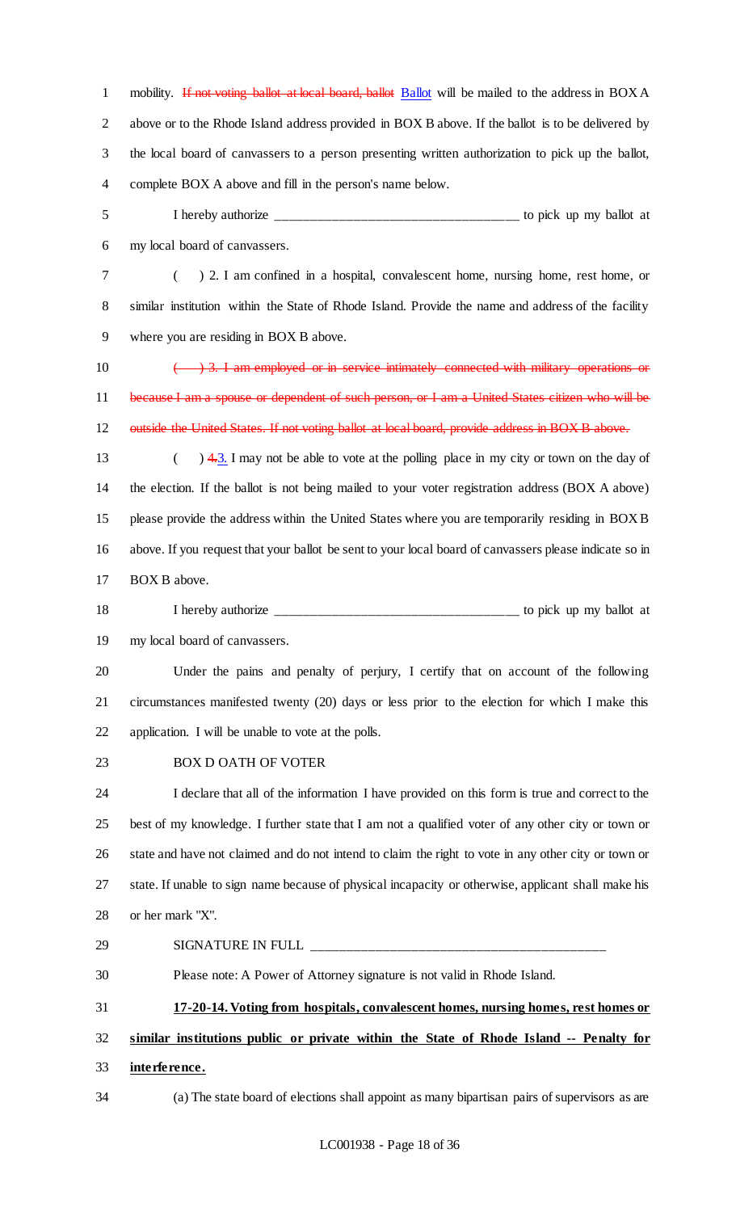mobility. ~~If not voting ballot at local board, ballot~~ Ballot will be mailed to the address in BOX A above or to the Rhode Island address provided in BOX B above. If the ballot is to be delivered by the local board of canvassers to a person presenting written authorization to pick up the ballot, complete BOX A above and fill in the person's name below.

I hereby authorize ____________________________________ to pick up my ballot at my local board of canvassers.

( ) 2. I am confined in a hospital, convalescent home, nursing home, rest home, or similar institution within the State of Rhode Island. Provide the name and address of the facility where you are residing in BOX B above.

~~( ) 3. I am employed or in service intimately connected with military operations or because I am a spouse or dependent of such person, or I am a United States citizen who will be outside the United States. If not voting ballot at local board, provide address in BOX B above.~~

( ) ~~4.~~3. I may not be able to vote at the polling place in my city or town on the day of the election. If the ballot is not being mailed to your voter registration address (BOX A above) please provide the address within the United States where you are temporarily residing in BOX B above. If you request that your ballot be sent to your local board of canvassers please indicate so in BOX B above.

I hereby authorize ____________________________________ to pick up my ballot at my local board of canvassers.

Under the pains and penalty of perjury, I certify that on account of the following circumstances manifested twenty (20) days or less prior to the election for which I make this application. I will be unable to vote at the polls.

BOX D OATH OF VOTER

I declare that all of the information I have provided on this form is true and correct to the best of my knowledge. I further state that I am not a qualified voter of any other city or town or state and have not claimed and do not intend to claim the right to vote in any other city or town or state. If unable to sign name because of physical incapacity or otherwise, applicant shall make his or her mark "X".

SIGNATURE IN FULL ____________________________________________

Please note: A Power of Attorney signature is not valid in Rhode Island.

**17-20-14. Voting from hospitals, convalescent homes, nursing homes, rest homes or similar institutions public or private within the State of Rhode Island -- Penalty for interference.**

(a) The state board of elections shall appoint as many bipartisan pairs of supervisors as are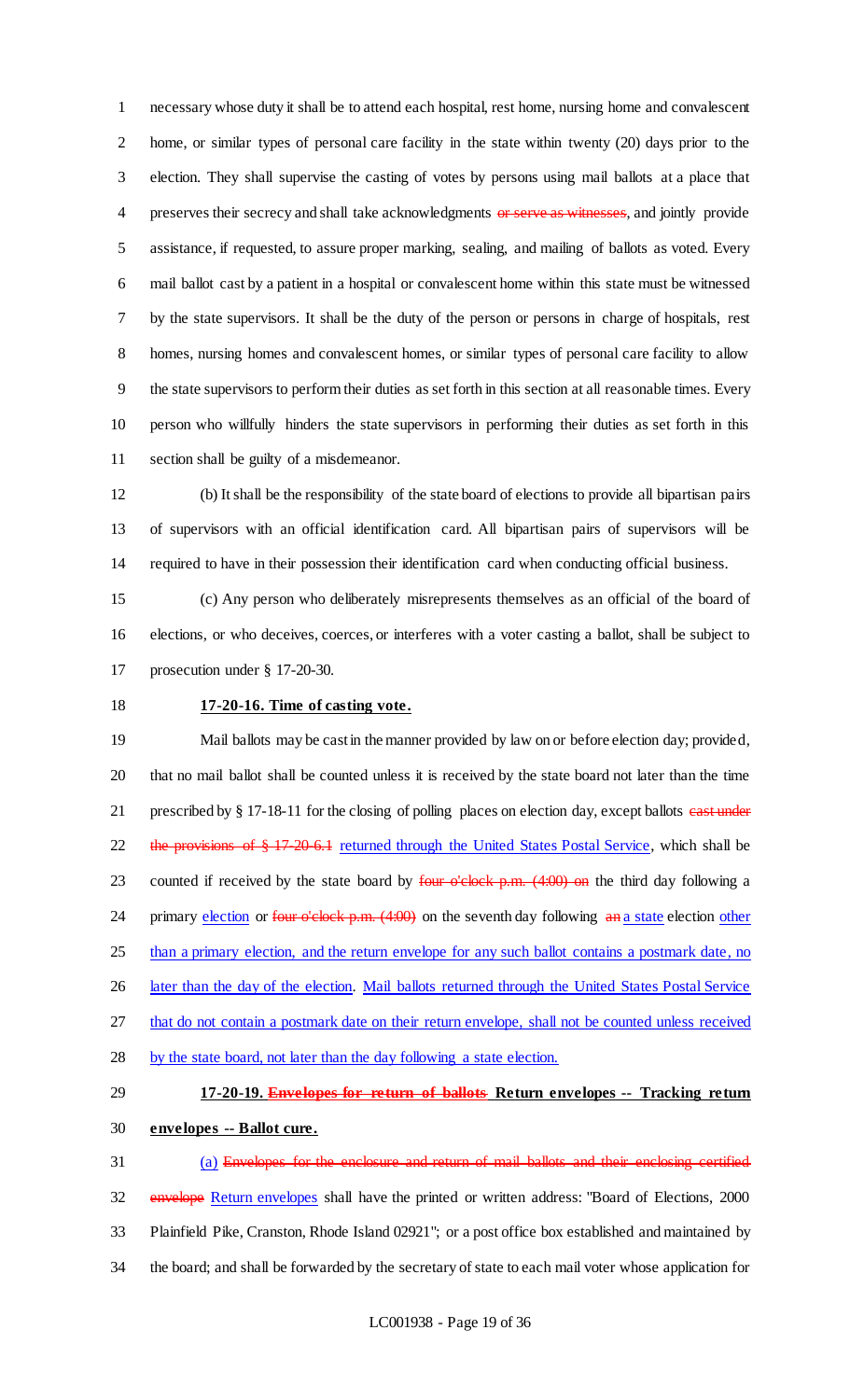necessary whose duty it shall be to attend each hospital, rest home, nursing home and convalescent home, or similar types of personal care facility in the state within twenty (20) days prior to the election. They shall supervise the casting of votes by persons using mail ballots at a place that preserves their secrecy and shall take acknowledgments ~~or serve as witnesses~~, and jointly provide assistance, if requested, to assure proper marking, sealing, and mailing of ballots as voted. Every mail ballot cast by a patient in a hospital or convalescent home within this state must be witnessed by the state supervisors. It shall be the duty of the person or persons in charge of hospitals, rest homes, nursing homes and convalescent homes, or similar types of personal care facility to allow the state supervisors to perform their duties as set forth in this section at all reasonable times. Every person who willfully hinders the state supervisors in performing their duties as set forth in this section shall be guilty of a misdemeanor.

(b) It shall be the responsibility of the state board of elections to provide all bipartisan pairs of supervisors with an official identification card. All bipartisan pairs of supervisors will be required to have in their possession their identification card when conducting official business.

(c) Any person who deliberately misrepresents themselves as an official of the board of elections, or who deceives, coerces, or interferes with a voter casting a ballot, shall be subject to prosecution under § 17-20-30.

**17-20-16. Time of casting vote.**

Mail ballots may be cast in the manner provided by law on or before election day; provided, that no mail ballot shall be counted unless it is received by the state board not later than the time prescribed by § 17-18-11 for the closing of polling places on election day, except ballots ~~cast under the provisions of § 17-20-6.1~~ returned through the United States Postal Service, which shall be counted if received by the state board by ~~four o'clock p.m. (4:00) on~~ the third day following a primary election or ~~four o'clock p.m. (4:00)~~ on the seventh day following ~~an~~ a state election other than a primary election, and the return envelope for any such ballot contains a postmark date, no later than the day of the election. Mail ballots returned through the United States Postal Service that do not contain a postmark date on their return envelope, shall not be counted unless received by the state board, not later than the day following a state election.

**17-20-19. ~~Envelopes for return of ballots~~ Return envelopes -- Tracking return envelopes -- Ballot cure.**

(a) ~~Envelopes for the enclosure and return of mail ballots and their enclosing certified envelope~~ Return envelopes shall have the printed or written address: "Board of Elections, 2000 Plainfield Pike, Cranston, Rhode Island 02921"; or a post office box established and maintained by the board; and shall be forwarded by the secretary of state to each mail voter whose application for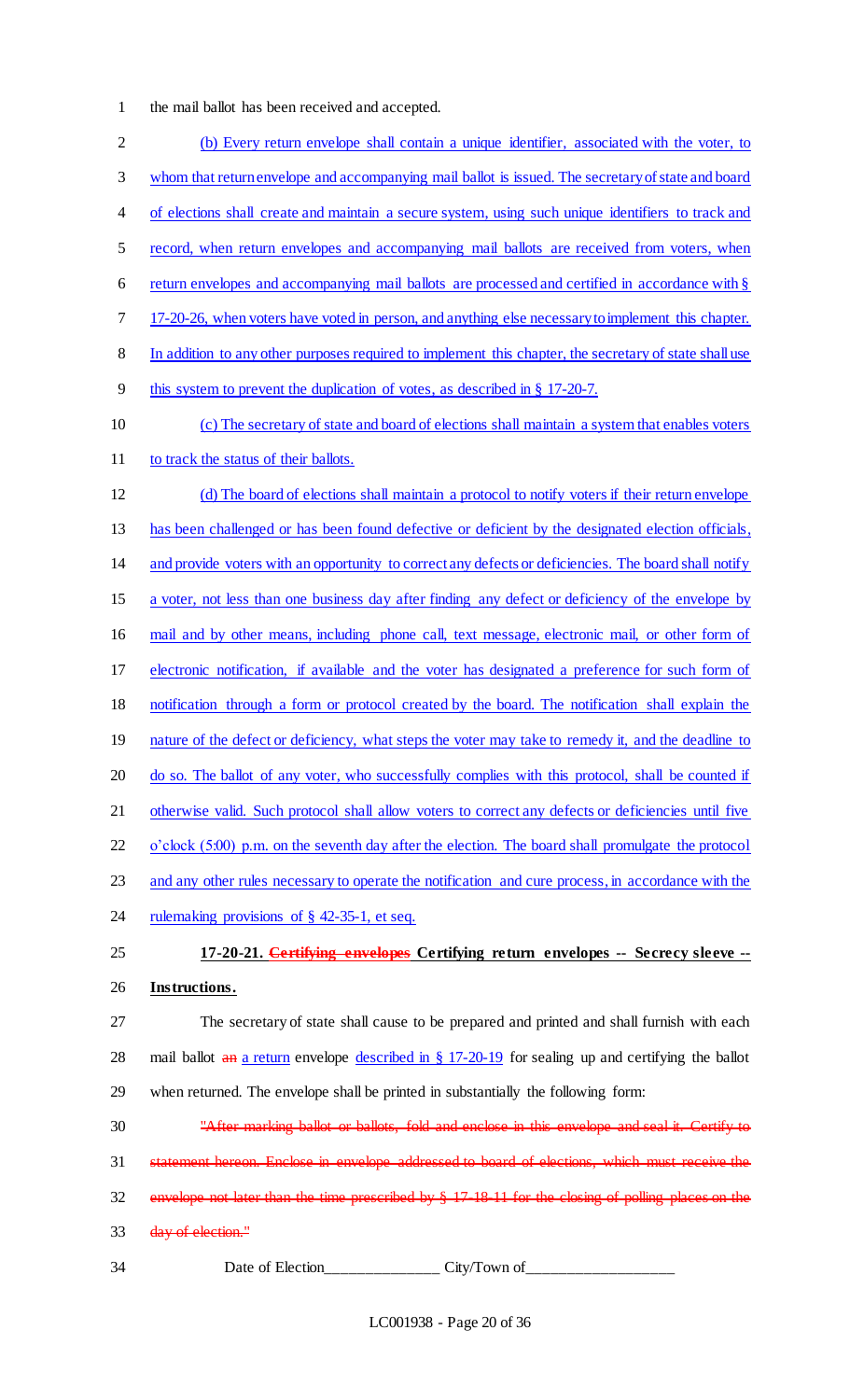the mail ballot has been received and accepted.

(b) Every return envelope shall contain a unique identifier, associated with the voter, to whom that return envelope and accompanying mail ballot is issued. The secretary of state and board of elections shall create and maintain a secure system, using such unique identifiers to track and record, when return envelopes and accompanying mail ballots are received from voters, when return envelopes and accompanying mail ballots are processed and certified in accordance with § 17-20-26, when voters have voted in person, and anything else necessary to implement this chapter. In addition to any other purposes required to implement this chapter, the secretary of state shall use this system to prevent the duplication of votes, as described in § 17-20-7.

(c) The secretary of state and board of elections shall maintain a system that enables voters to track the status of their ballots.

(d) The board of elections shall maintain a protocol to notify voters if their return envelope has been challenged or has been found defective or deficient by the designated election officials, and provide voters with an opportunity to correct any defects or deficiencies. The board shall notify a voter, not less than one business day after finding any defect or deficiency of the envelope by mail and by other means, including phone call, text message, electronic mail, or other form of electronic notification, if available and the voter has designated a preference for such form of notification through a form or protocol created by the board. The notification shall explain the nature of the defect or deficiency, what steps the voter may take to remedy it, and the deadline to do so. The ballot of any voter, who successfully complies with this protocol, shall be counted if otherwise valid. Such protocol shall allow voters to correct any defects or deficiencies until five o'clock (5:00) p.m. on the seventh day after the election. The board shall promulgate the protocol and any other rules necessary to operate the notification and cure process, in accordance with the rulemaking provisions of § 42-35-1, et seq.

**17-20-21. ~~Certifying envelopes~~ Certifying return envelopes -- Secrecy sleeve -- Instructions.**

The secretary of state shall cause to be prepared and printed and shall furnish with each mail ballot ~~an~~ a return envelope described in § 17-20-19 for sealing up and certifying the ballot when returned. The envelope shall be printed in substantially the following form:

~~"After marking ballot or ballots, fold and enclose in this envelope and seal it. Certify to statement hereon. Enclose in envelope addressed to board of elections, which must receive the envelope not later than the time prescribed by § 17-18-11 for the closing of polling places on the day of election."~~

Date of Election_______________ City/Town of___________________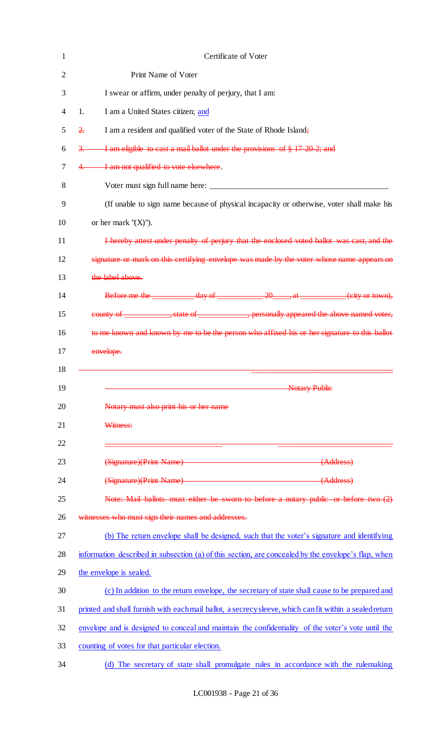Certificate of Voter

Print Name of Voter

I swear or affirm, under penalty of perjury, that I am:

1. I am a United States citizen; and
2. I am a resident and qualified voter of the State of Rhode Island;
3. I am eligible to cast a mail ballot under the provisions of § 17-20-2; and
4. I am not qualified to vote elsewhere.

Voter must sign full name here: ___________________________________________

(If unable to sign name because of physical incapacity or otherwise, voter shall make his or her mark "(X)").

I hereby attest under penalty of perjury that the enclosed voted ballot was cast, and the signature or mark on this certifying envelope was made by the voter whose name appears on the label above.

Before me the __________ day of ___________ 20____, at ___________ (city or town), county of ___________, state of ____________, personally appeared the above named voter, to me known and known by me to be the person who affixed his or her signature to this ballot envelope.

___________________________________

Notary Public

Notary must also print his or her name

Witness:

____________________________ ____________________________

(Signature)(Print Name) (Address)

(Signature)(Print Name) (Address)

Note: Mail ballots must either be sworn to before a notary public or before two (2) witnesses who must sign their names and addresses.

(b) The return envelope shall be designed, such that the voter's signature and identifying information described in subsection (a) of this section, are concealed by the envelope's flap, when the envelope is sealed.

(c) In addition to the return envelope, the secretary of state shall cause to be prepared and printed and shall furnish with each mail ballot, a secrecy sleeve, which can fit within a sealed return envelope and is designed to conceal and maintain the confidentiality of the voter's vote until the counting of votes for that particular election.

(d) The secretary of state shall promulgate rules in accordance with the rulemaking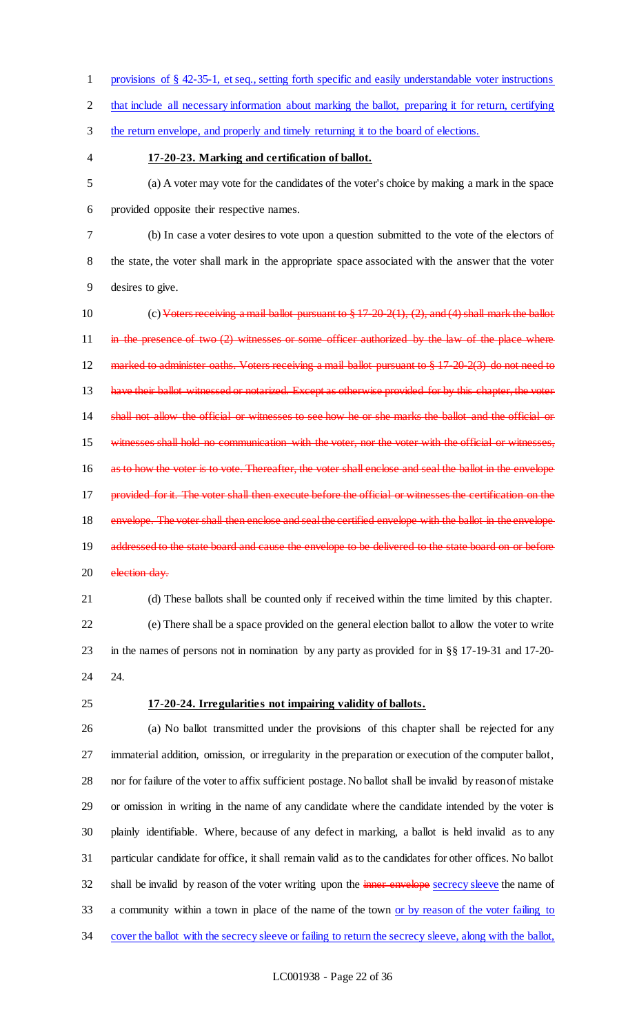provisions of § 42-35-1, et seq., setting forth specific and easily understandable voter instructions that include all necessary information about marking the ballot, preparing it for return, certifying the return envelope, and properly and timely returning it to the board of elections.

**17-20-23. Marking and certification of ballot.**

(a) A voter may vote for the candidates of the voter's choice by making a mark in the space provided opposite their respective names.

(b) In case a voter desires to vote upon a question submitted to the vote of the electors of the state, the voter shall mark in the appropriate space associated with the answer that the voter desires to give.

(c) ~~Voters receiving a mail ballot pursuant to § 17-20-2(1), (2), and (4) shall mark the ballot in the presence of two (2) witnesses or some officer authorized by the law of the place where marked to administer oaths. Voters receiving a mail ballot pursuant to § 17-20-2(3) do not need to have their ballot witnessed or notarized. Except as otherwise provided for by this chapter, the voter shall not allow the official or witnesses to see how he or she marks the ballot and the official or witnesses shall hold no communication with the voter, nor the voter with the official or witnesses, as to how the voter is to vote. Thereafter, the voter shall enclose and seal the ballot in the envelope provided for it. The voter shall then execute before the official or witnesses the certification on the envelope. The voter shall then enclose and seal the certified envelope with the ballot in the envelope addressed to the state board and cause the envelope to be delivered to the state board on or before election day.~~

(d) These ballots shall be counted only if received within the time limited by this chapter.

(e) There shall be a space provided on the general election ballot to allow the voter to write in the names of persons not in nomination by any party as provided for in §§ 17-19-31 and 17-20-24.

**17-20-24. Irregularities not impairing validity of ballots.**

(a) No ballot transmitted under the provisions of this chapter shall be rejected for any immaterial addition, omission, or irregularity in the preparation or execution of the computer ballot, nor for failure of the voter to affix sufficient postage. No ballot shall be invalid by reason of mistake or omission in writing in the name of any candidate where the candidate intended by the voter is plainly identifiable. Where, because of any defect in marking, a ballot is held invalid as to any particular candidate for office, it shall remain valid as to the candidates for other offices. No ballot shall be invalid by reason of the voter writing upon the ~~inner envelope~~ secrecy sleeve the name of a community within a town in place of the name of the town or by reason of the voter failing to cover the ballot with the secrecy sleeve or failing to return the secrecy sleeve, along with the ballot,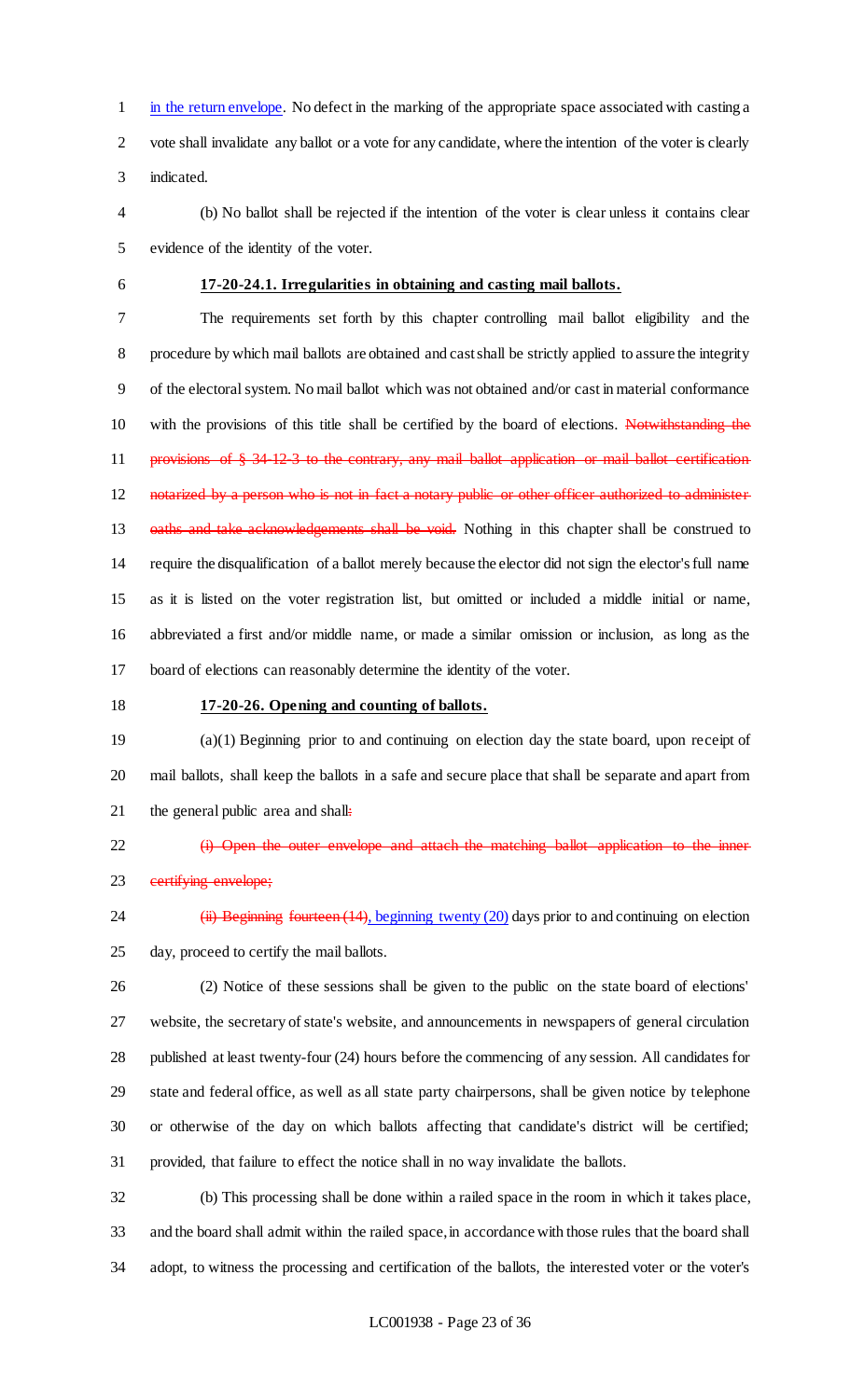in the return envelope. No defect in the marking of the appropriate space associated with casting a vote shall invalidate any ballot or a vote for any candidate, where the intention of the voter is clearly indicated.

(b) No ballot shall be rejected if the intention of the voter is clear unless it contains clear evidence of the identity of the voter.

**17-20-24.1. Irregularities in obtaining and casting mail ballots.**

The requirements set forth by this chapter controlling mail ballot eligibility and the procedure by which mail ballots are obtained and cast shall be strictly applied to assure the integrity of the electoral system. No mail ballot which was not obtained and/or cast in material conformance with the provisions of this title shall be certified by the board of elections. ~~Notwithstanding the provisions of § 34-12-3 to the contrary, any mail ballot application or mail ballot certification notarized by a person who is not in fact a notary public or other officer authorized to administer oaths and take acknowledgements shall be void.~~ Nothing in this chapter shall be construed to require the disqualification of a ballot merely because the elector did not sign the elector's full name as it is listed on the voter registration list, but omitted or included a middle initial or name, abbreviated a first and/or middle name, or made a similar omission or inclusion, as long as the board of elections can reasonably determine the identity of the voter.

**17-20-26. Opening and counting of ballots.**

(a)(1) Beginning prior to and continuing on election day the state board, upon receipt of mail ballots, shall keep the ballots in a safe and secure place that shall be separate and apart from the general public area and shall~~:~~

~~(i) Open the outer envelope and attach the matching ballot application to the inner certifying envelope;~~

~~(ii) Beginning fourteen (14)~~, beginning twenty (20) days prior to and continuing on election day, proceed to certify the mail ballots.

(2) Notice of these sessions shall be given to the public on the state board of elections' website, the secretary of state's website, and announcements in newspapers of general circulation published at least twenty-four (24) hours before the commencing of any session. All candidates for state and federal office, as well as all state party chairpersons, shall be given notice by telephone or otherwise of the day on which ballots affecting that candidate's district will be certified; provided, that failure to effect the notice shall in no way invalidate the ballots.

(b) This processing shall be done within a railed space in the room in which it takes place, and the board shall admit within the railed space, in accordance with those rules that the board shall adopt, to witness the processing and certification of the ballots, the interested voter or the voter's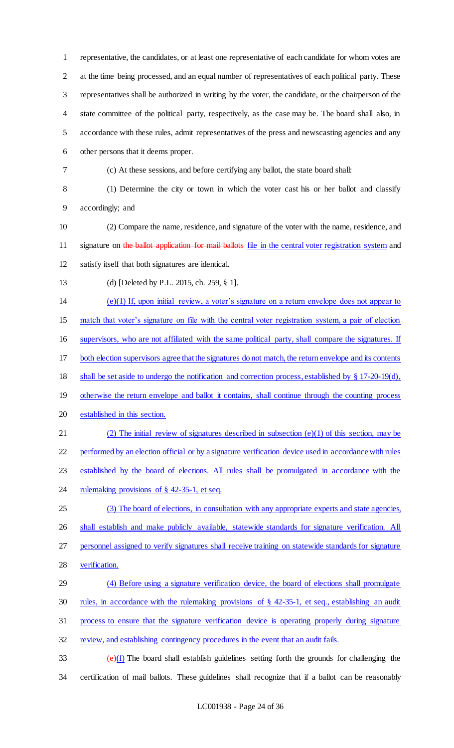representative, the candidates, or at least one representative of each candidate for whom votes are at the time being processed, and an equal number of representatives of each political party. These representatives shall be authorized in writing by the voter, the candidate, or the chairperson of the state committee of the political party, respectively, as the case may be. The board shall also, in accordance with these rules, admit representatives of the press and newscasting agencies and any other persons that it deems proper.

(c) At these sessions, and before certifying any ballot, the state board shall:

(1) Determine the city or town in which the voter cast his or her ballot and classify accordingly; and

(2) Compare the name, residence, and signature of the voter with the name, residence, and signature on ~~the ballot application for mail ballots~~ file in the central voter registration system and satisfy itself that both signatures are identical.

(d) [Deleted by P.L. 2015, ch. 259, § 1].

(e)(1) If, upon initial review, a voter's signature on a return envelope does not appear to match that voter's signature on file with the central voter registration system, a pair of election supervisors, who are not affiliated with the same political party, shall compare the signatures. If both election supervisors agree that the signatures do not match, the return envelope and its contents shall be set aside to undergo the notification and correction process, established by § 17-20-19(d), otherwise the return envelope and ballot it contains, shall continue through the counting process established in this section.

(2) The initial review of signatures described in subsection (e)(1) of this section, may be performed by an election official or by a signature verification device used in accordance with rules established by the board of elections. All rules shall be promulgated in accordance with the rulemaking provisions of § 42-35-1, et seq.

(3) The board of elections, in consultation with any appropriate experts and state agencies, shall establish and make publicly available, statewide standards for signature verification. All personnel assigned to verify signatures shall receive training on statewide standards for signature verification.

(4) Before using a signature verification device, the board of elections shall promulgate rules, in accordance with the rulemaking provisions of § 42-35-1, et seq., establishing an audit process to ensure that the signature verification device is operating properly during signature review, and establishing contingency procedures in the event that an audit fails.

~~(e)~~(f) The board shall establish guidelines setting forth the grounds for challenging the certification of mail ballots. These guidelines shall recognize that if a ballot can be reasonably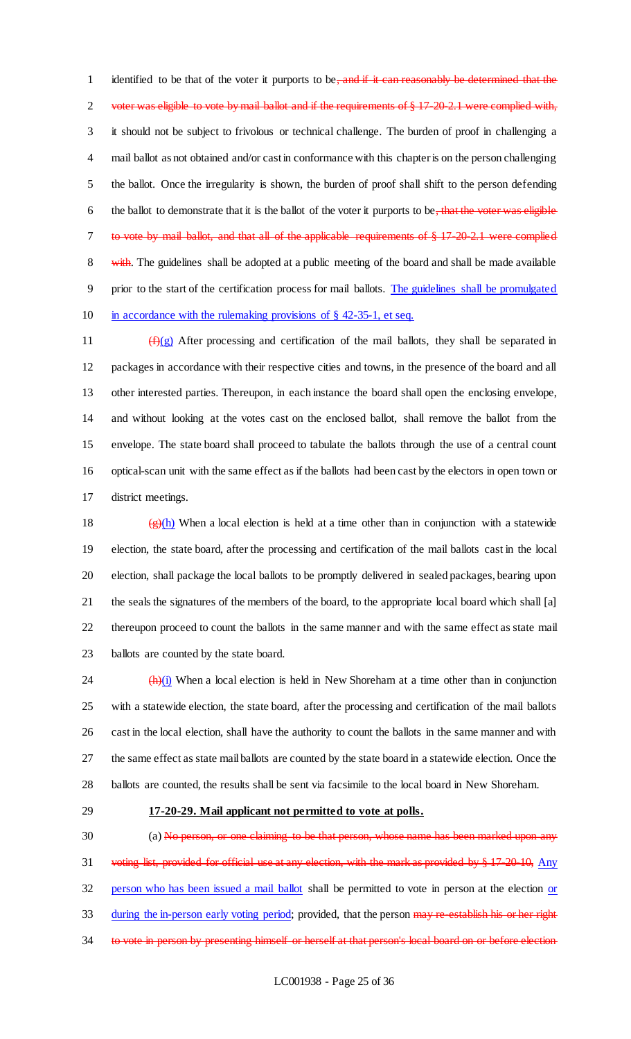identified to be that of the voter it purports to be~~, and if it can reasonably be determined that the voter was eligible to vote by mail ballot and if the requirements of § 17-20-2.1 were complied with,~~ it should not be subject to frivolous or technical challenge. The burden of proof in challenging a mail ballot as not obtained and/or cast in conformance with this chapter is on the person challenging the ballot. Once the irregularity is shown, the burden of proof shall shift to the person defending the ballot to demonstrate that it is the ballot of the voter it purports to be~~, that the voter was eligible to vote by mail ballot, and that all of the applicable requirements of § 17-20-2.1 were complied with~~. The guidelines shall be adopted at a public meeting of the board and shall be made available prior to the start of the certification process for mail ballots. The guidelines shall be promulgated in accordance with the rulemaking provisions of § 42-35-1, et seq.

~~(f)~~(g) After processing and certification of the mail ballots, they shall be separated in packages in accordance with their respective cities and towns, in the presence of the board and all other interested parties. Thereupon, in each instance the board shall open the enclosing envelope, and without looking at the votes cast on the enclosed ballot, shall remove the ballot from the envelope. The state board shall proceed to tabulate the ballots through the use of a central count optical-scan unit with the same effect as if the ballots had been cast by the electors in open town or district meetings.

~~(g)~~(h) When a local election is held at a time other than in conjunction with a statewide election, the state board, after the processing and certification of the mail ballots cast in the local election, shall package the local ballots to be promptly delivered in sealed packages, bearing upon the seals the signatures of the members of the board, to the appropriate local board which shall [a] thereupon proceed to count the ballots in the same manner and with the same effect as state mail ballots are counted by the state board.

~~(h)~~(i) When a local election is held in New Shoreham at a time other than in conjunction with a statewide election, the state board, after the processing and certification of the mail ballots cast in the local election, shall have the authority to count the ballots in the same manner and with the same effect as state mail ballots are counted by the state board in a statewide election. Once the ballots are counted, the results shall be sent via facsimile to the local board in New Shoreham.

**17-20-29. Mail applicant not permitted to vote at polls.**

(a) ~~No person, or one claiming to be that person, whose name has been marked upon any voting list, provided for official use at any election, with the mark as provided by § 17-20-10,~~ Any person who has been issued a mail ballot shall be permitted to vote in person at the election or during the in-person early voting period; provided, that the person ~~may re-establish his or her right to vote in person by presenting himself or herself at that person's local board on or before election~~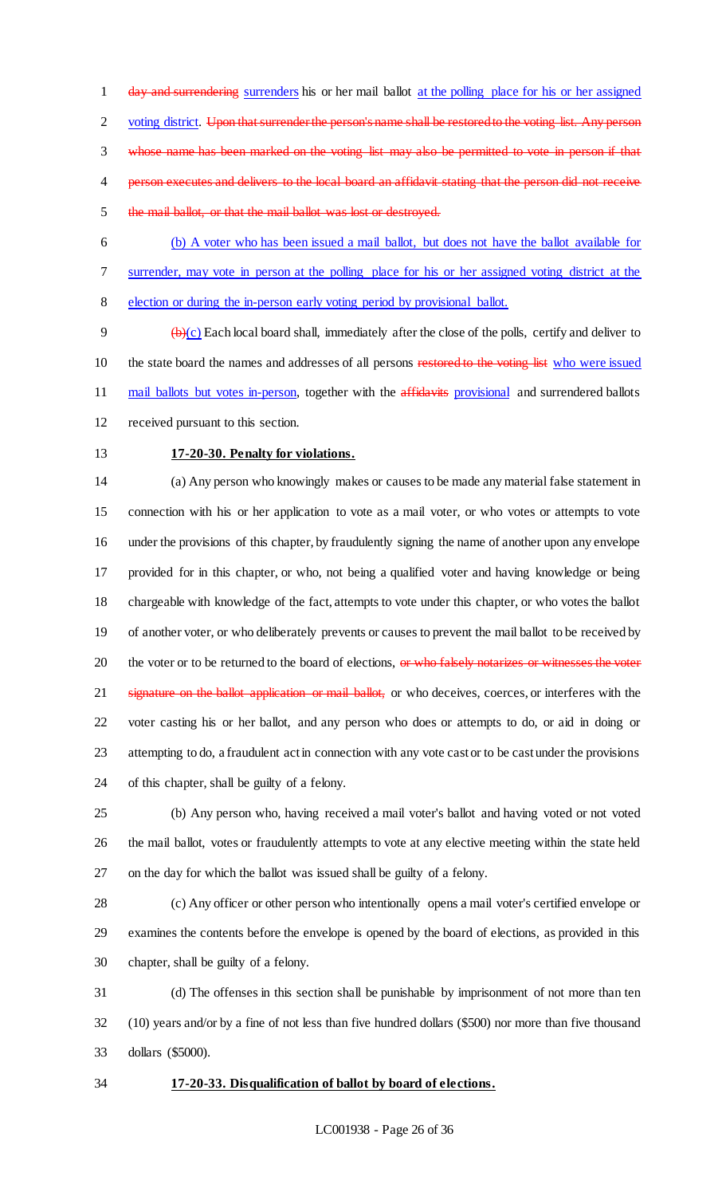day and surrendering surrenders his or her mail ballot at the polling place for his or her assigned voting district. Upon that surrender the person's name shall be restored to the voting list. Any person whose name has been marked on the voting list may also be permitted to vote in person if that person executes and delivers to the local board an affidavit stating that the person did not receive the mail ballot, or that the mail ballot was lost or destroyed.

(b) A voter who has been issued a mail ballot, but does not have the ballot available for surrender, may vote in person at the polling place for his or her assigned voting district at the election or during the in-person early voting period by provisional ballot.

(b)(c) Each local board shall, immediately after the close of the polls, certify and deliver to the state board the names and addresses of all persons restored to the voting list who were issued mail ballots but votes in-person, together with the affidavits provisional and surrendered ballots received pursuant to this section.

**17-20-30. Penalty for violations.**

(a) Any person who knowingly makes or causes to be made any material false statement in connection with his or her application to vote as a mail voter, or who votes or attempts to vote under the provisions of this chapter, by fraudulently signing the name of another upon any envelope provided for in this chapter, or who, not being a qualified voter and having knowledge or being chargeable with knowledge of the fact, attempts to vote under this chapter, or who votes the ballot of another voter, or who deliberately prevents or causes to prevent the mail ballot to be received by the voter or to be returned to the board of elections, or who falsely notarizes or witnesses the voter signature on the ballot application or mail ballot, or who deceives, coerces, or interferes with the voter casting his or her ballot, and any person who does or attempts to do, or aid in doing or attempting to do, a fraudulent act in connection with any vote cast or to be cast under the provisions of this chapter, shall be guilty of a felony.

(b) Any person who, having received a mail voter's ballot and having voted or not voted the mail ballot, votes or fraudulently attempts to vote at any elective meeting within the state held on the day for which the ballot was issued shall be guilty of a felony.

(c) Any officer or other person who intentionally opens a mail voter's certified envelope or examines the contents before the envelope is opened by the board of elections, as provided in this chapter, shall be guilty of a felony.

(d) The offenses in this section shall be punishable by imprisonment of not more than ten (10) years and/or by a fine of not less than five hundred dollars ($500) nor more than five thousand dollars ($5000).

**17-20-33. Disqualification of ballot by board of elections.**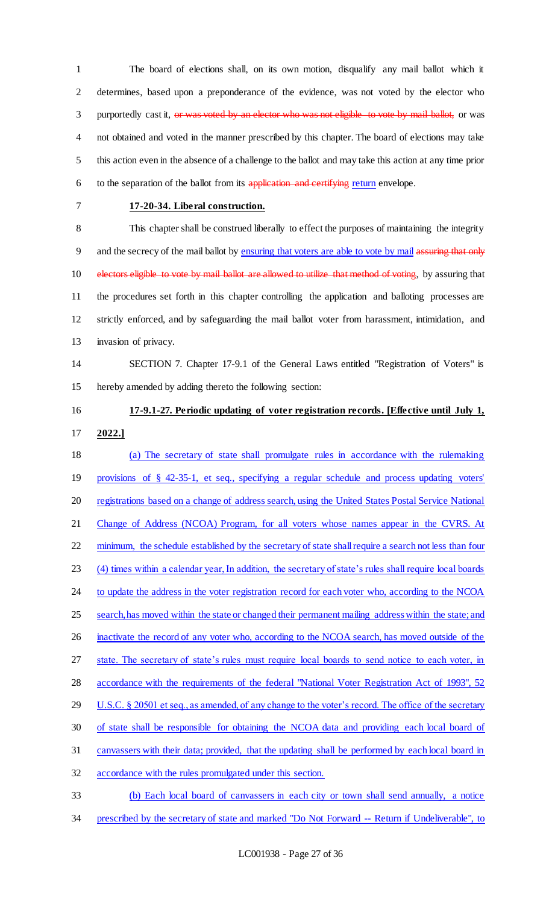The board of elections shall, on its own motion, disqualify any mail ballot which it determines, based upon a preponderance of the evidence, was not voted by the elector who purportedly cast it, ~~or was voted by an elector who was not eligible to vote by mail ballot,~~ or was not obtained and voted in the manner prescribed by this chapter. The board of elections may take this action even in the absence of a challenge to the ballot and may take this action at any time prior to the separation of the ballot from its ~~application and certifying~~ <u>return</u> envelope.

**17-20-34. Liberal construction.**

This chapter shall be construed liberally to effect the purposes of maintaining the integrity and the secrecy of the mail ballot by <u>ensuring that voters are able to vote by mail</u> ~~assuring that only electors eligible to vote by mail ballot are allowed to utilize that method of voting~~, by assuring that the procedures set forth in this chapter controlling the application and balloting processes are strictly enforced, and by safeguarding the mail ballot voter from harassment, intimidation, and invasion of privacy.

SECTION 7. Chapter 17-9.1 of the General Laws entitled "Registration of Voters" is hereby amended by adding thereto the following section:

<u>**17-9.1-27. Periodic updating of voter registration records. [Effective until July 1, 2022.]**</u>

<u>(a) The secretary of state shall promulgate rules in accordance with the rulemaking provisions of § 42-35-1, et seq., specifying a regular schedule and process updating voters' registrations based on a change of address search, using the United States Postal Service National Change of Address (NCOA) Program, for all voters whose names appear in the CVRS. At minimum, the schedule established by the secretary of state shall require a search not less than four (4) times within a calendar year, In addition, the secretary of state's rules shall require local boards to update the address in the voter registration record for each voter who, according to the NCOA search, has moved within the state or changed their permanent mailing address within the state; and inactivate the record of any voter who, according to the NCOA search, has moved outside of the state. The secretary of state's rules must require local boards to send notice to each voter, in accordance with the requirements of the federal "National Voter Registration Act of 1993", 52 U.S.C. § 20501 et seq., as amended, of any change to the voter's record. The office of the secretary of state shall be responsible for obtaining the NCOA data and providing each local board of canvassers with their data; provided, that the updating shall be performed by each local board in accordance with the rules promulgated under this section.</u>

<u>(b) Each local board of canvassers in each city or town shall send annually, a notice prescribed by the secretary of state and marked "Do Not Forward -- Return if Undeliverable", to</u>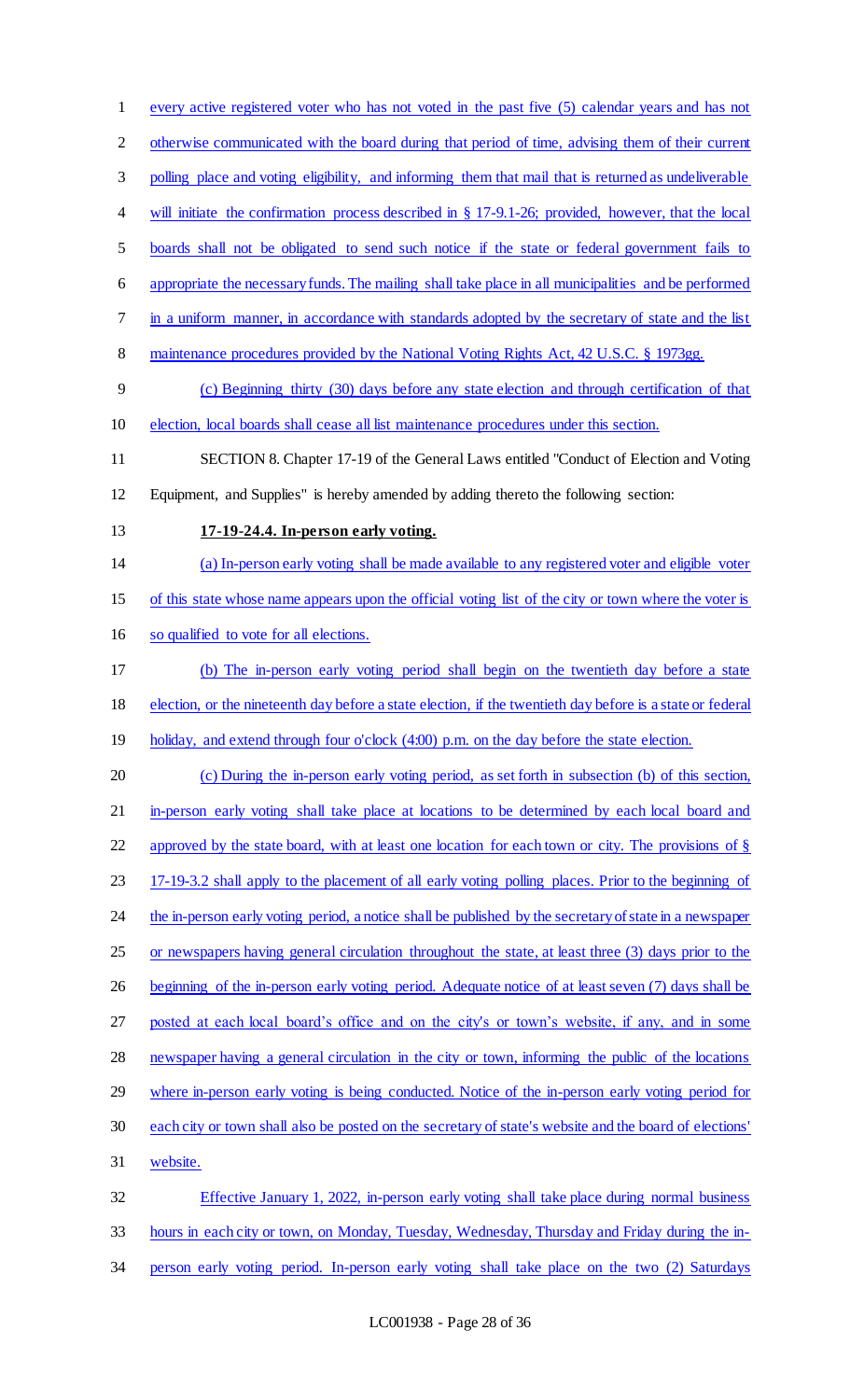every active registered voter who has not voted in the past five (5) calendar years and has not otherwise communicated with the board during that period of time, advising them of their current polling place and voting eligibility, and informing them that mail that is returned as undeliverable will initiate the confirmation process described in § 17-9.1-26; provided, however, that the local boards shall not be obligated to send such notice if the state or federal government fails to appropriate the necessary funds. The mailing shall take place in all municipalities and be performed in a uniform manner, in accordance with standards adopted by the secretary of state and the list maintenance procedures provided by the National Voting Rights Act, 42 U.S.C. § 1973gg.

(c) Beginning thirty (30) days before any state election and through certification of that election, local boards shall cease all list maintenance procedures under this section.

SECTION 8. Chapter 17-19 of the General Laws entitled "Conduct of Election and Voting Equipment, and Supplies" is hereby amended by adding thereto the following section:

**17-19-24.4. In-person early voting.**

(a) In-person early voting shall be made available to any registered voter and eligible voter of this state whose name appears upon the official voting list of the city or town where the voter is so qualified to vote for all elections.

(b) The in-person early voting period shall begin on the twentieth day before a state election, or the nineteenth day before a state election, if the twentieth day before is a state or federal holiday, and extend through four o'clock (4:00) p.m. on the day before the state election.

(c) During the in-person early voting period, as set forth in subsection (b) of this section, in-person early voting shall take place at locations to be determined by each local board and approved by the state board, with at least one location for each town or city. The provisions of § 17-19-3.2 shall apply to the placement of all early voting polling places. Prior to the beginning of the in-person early voting period, a notice shall be published by the secretary of state in a newspaper or newspapers having general circulation throughout the state, at least three (3) days prior to the beginning of the in-person early voting period. Adequate notice of at least seven (7) days shall be posted at each local board's office and on the city's or town's website, if any, and in some newspaper having a general circulation in the city or town, informing the public of the locations where in-person early voting is being conducted. Notice of the in-person early voting period for each city or town shall also be posted on the secretary of state's website and the board of elections' website.

Effective January 1, 2022, in-person early voting shall take place during normal business hours in each city or town, on Monday, Tuesday, Wednesday, Thursday and Friday during the in-person early voting period. In-person early voting shall take place on the two (2) Saturdays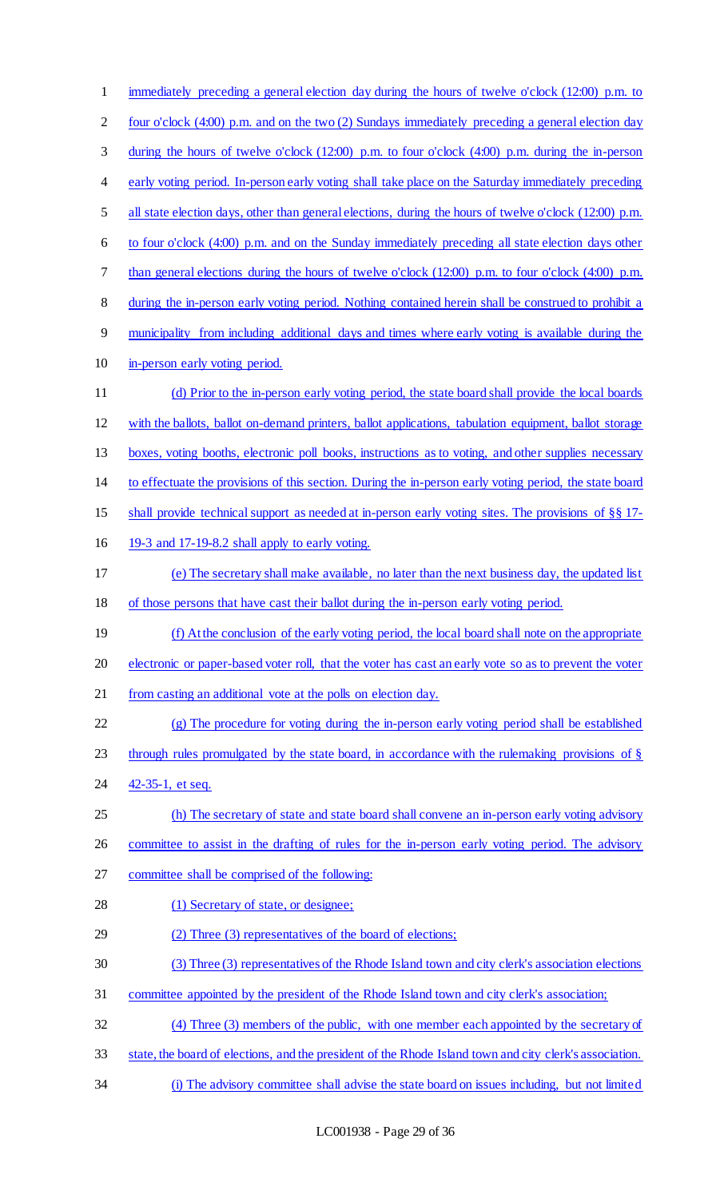immediately preceding a general election day during the hours of twelve o'clock (12:00) p.m. to four o'clock (4:00) p.m. and on the two (2) Sundays immediately preceding a general election day during the hours of twelve o'clock (12:00) p.m. to four o'clock (4:00) p.m. during the in-person early voting period. In-person early voting shall take place on the Saturday immediately preceding all state election days, other than general elections, during the hours of twelve o'clock (12:00) p.m. to four o'clock (4:00) p.m. and on the Sunday immediately preceding all state election days other than general elections during the hours of twelve o'clock (12:00) p.m. to four o'clock (4:00) p.m. during the in-person early voting period. Nothing contained herein shall be construed to prohibit a municipality from including additional days and times where early voting is available during the in-person early voting period.

(d) Prior to the in-person early voting period, the state board shall provide the local boards with the ballots, ballot on-demand printers, ballot applications, tabulation equipment, ballot storage boxes, voting booths, electronic poll books, instructions as to voting, and other supplies necessary to effectuate the provisions of this section. During the in-person early voting period, the state board shall provide technical support as needed at in-person early voting sites. The provisions of §§ 17-19-3 and 17-19-8.2 shall apply to early voting.

(e) The secretary shall make available, no later than the next business day, the updated list of those persons that have cast their ballot during the in-person early voting period.

(f) At the conclusion of the early voting period, the local board shall note on the appropriate electronic or paper-based voter roll, that the voter has cast an early vote so as to prevent the voter from casting an additional vote at the polls on election day.

(g) The procedure for voting during the in-person early voting period shall be established through rules promulgated by the state board, in accordance with the rulemaking provisions of § 42-35-1, et seq.

(h) The secretary of state and state board shall convene an in-person early voting advisory committee to assist in the drafting of rules for the in-person early voting period. The advisory committee shall be comprised of the following:

(1) Secretary of state, or designee;

(2) Three (3) representatives of the board of elections;

(3) Three (3) representatives of the Rhode Island town and city clerk's association elections committee appointed by the president of the Rhode Island town and city clerk's association;

(4) Three (3) members of the public, with one member each appointed by the secretary of state, the board of elections, and the president of the Rhode Island town and city clerk's association.

(i) The advisory committee shall advise the state board on issues including, but not limited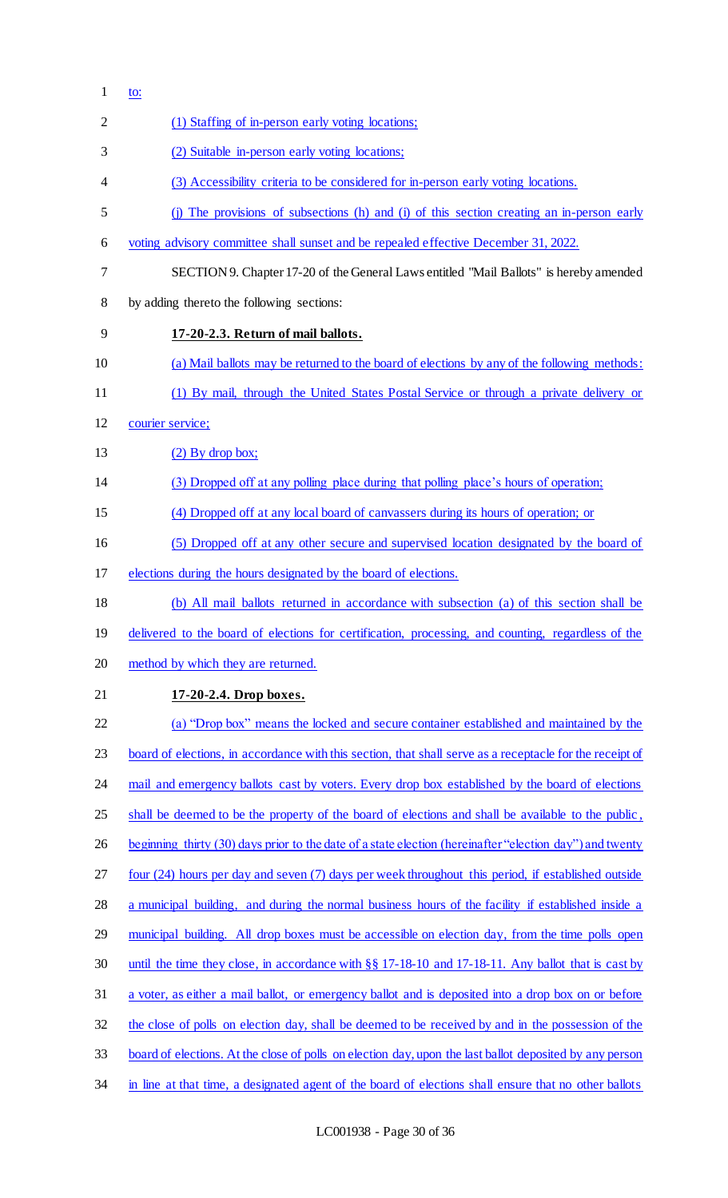to:

(1) Staffing of in-person early voting locations;

(2) Suitable in-person early voting locations;

(3) Accessibility criteria to be considered for in-person early voting locations.

(j) The provisions of subsections (h) and (i) of this section creating an in-person early voting advisory committee shall sunset and be repealed effective December 31, 2022.

SECTION 9. Chapter 17-20 of the General Laws entitled "Mail Ballots" is hereby amended by adding thereto the following sections:

**17-20-2.3. Return of mail ballots.**

(a) Mail ballots may be returned to the board of elections by any of the following methods:

(1) By mail, through the United States Postal Service or through a private delivery or courier service;

(2) By drop box;

(3) Dropped off at any polling place during that polling place's hours of operation;

(4) Dropped off at any local board of canvassers during its hours of operation; or

(5) Dropped off at any other secure and supervised location designated by the board of elections during the hours designated by the board of elections.

(b) All mail ballots returned in accordance with subsection (a) of this section shall be delivered to the board of elections for certification, processing, and counting, regardless of the method by which they are returned.

**17-20-2.4. Drop boxes.**

(a) "Drop box" means the locked and secure container established and maintained by the board of elections, in accordance with this section, that shall serve as a receptacle for the receipt of mail and emergency ballots cast by voters. Every drop box established by the board of elections shall be deemed to be the property of the board of elections and shall be available to the public, beginning thirty (30) days prior to the date of a state election (hereinafter "election day") and twenty four (24) hours per day and seven (7) days per week throughout this period, if established outside a municipal building, and during the normal business hours of the facility if established inside a municipal building. All drop boxes must be accessible on election day, from the time polls open until the time they close, in accordance with §§ 17-18-10 and 17-18-11. Any ballot that is cast by a voter, as either a mail ballot, or emergency ballot and is deposited into a drop box on or before the close of polls on election day, shall be deemed to be received by and in the possession of the board of elections. At the close of polls on election day, upon the last ballot deposited by any person in line at that time, a designated agent of the board of elections shall ensure that no other ballots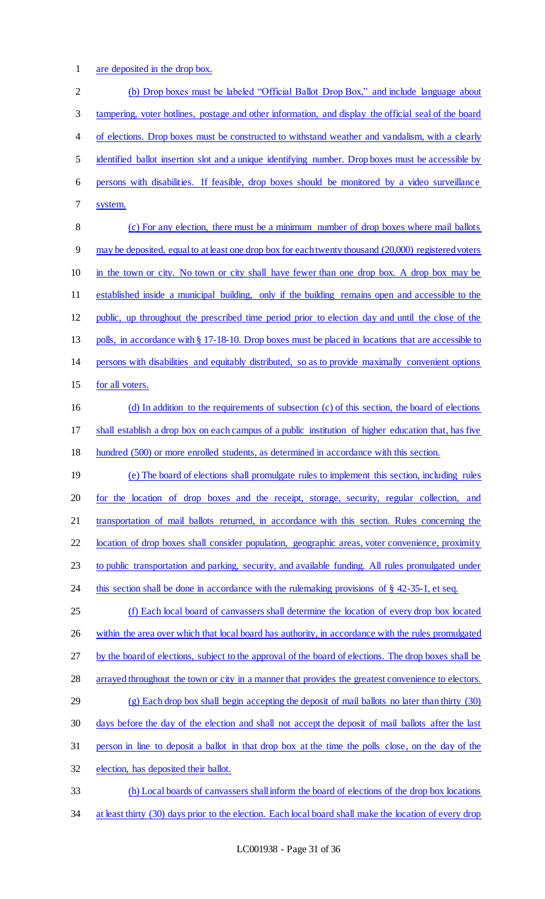are deposited in the drop box.

(b) Drop boxes must be labeled "Official Ballot Drop Box," and include language about tampering, voter hotlines, postage and other information, and display the official seal of the board of elections. Drop boxes must be constructed to withstand weather and vandalism, with a clearly identified ballot insertion slot and a unique identifying number. Drop boxes must be accessible by persons with disabilities. If feasible, drop boxes should be monitored by a video surveillance system.

(c) For any election, there must be a minimum number of drop boxes where mail ballots may be deposited, equal to at least one drop box for each twenty thousand (20,000) registered voters in the town or city. No town or city shall have fewer than one drop box. A drop box may be established inside a municipal building, only if the building remains open and accessible to the public, up throughout the prescribed time period prior to election day and until the close of the polls, in accordance with § 17-18-10. Drop boxes must be placed in locations that are accessible to persons with disabilities and equitably distributed, so as to provide maximally convenient options for all voters.

(d) In addition to the requirements of subsection (c) of this section, the board of elections shall establish a drop box on each campus of a public institution of higher education that, has five hundred (500) or more enrolled students, as determined in accordance with this section.

(e) The board of elections shall promulgate rules to implement this section, including rules for the location of drop boxes and the receipt, storage, security, regular collection, and transportation of mail ballots returned, in accordance with this section. Rules concerning the location of drop boxes shall consider population, geographic areas, voter convenience, proximity to public transportation and parking, security, and available funding. All rules promulgated under this section shall be done in accordance with the rulemaking provisions of § 42-35-1, et seq.

(f) Each local board of canvassers shall determine the location of every drop box located within the area over which that local board has authority, in accordance with the rules promulgated by the board of elections, subject to the approval of the board of elections. The drop boxes shall be arrayed throughout the town or city in a manner that provides the greatest convenience to electors.

(g) Each drop box shall begin accepting the deposit of mail ballots no later than thirty (30) days before the day of the election and shall not accept the deposit of mail ballots after the last person in line to deposit a ballot in that drop box at the time the polls close, on the day of the election, has deposited their ballot.

(h) Local boards of canvassers shall inform the board of elections of the drop box locations at least thirty (30) days prior to the election. Each local board shall make the location of every drop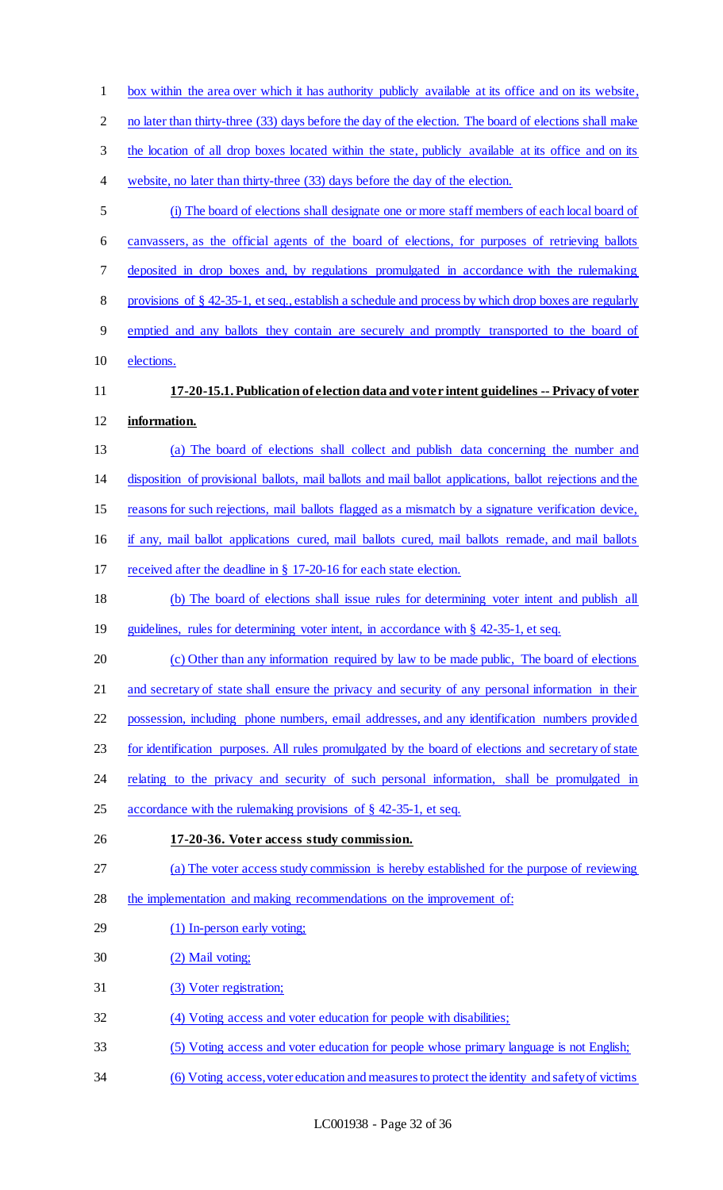box within the area over which it has authority publicly available at its office and on its website, no later than thirty-three (33) days before the day of the election. The board of elections shall make the location of all drop boxes located within the state, publicly available at its office and on its website, no later than thirty-three (33) days before the day of the election.

(i) The board of elections shall designate one or more staff members of each local board of canvassers, as the official agents of the board of elections, for purposes of retrieving ballots deposited in drop boxes and, by regulations promulgated in accordance with the rulemaking provisions of § 42-35-1, et seq., establish a schedule and process by which drop boxes are regularly emptied and any ballots they contain are securely and promptly transported to the board of elections.

**17-20-15.1. Publication of election data and voter intent guidelines -- Privacy of voter information.**

(a) The board of elections shall collect and publish data concerning the number and disposition of provisional ballots, mail ballots and mail ballot applications, ballot rejections and the reasons for such rejections, mail ballots flagged as a mismatch by a signature verification device, if any, mail ballot applications cured, mail ballots cured, mail ballots remade, and mail ballots received after the deadline in § 17-20-16 for each state election.

(b) The board of elections shall issue rules for determining voter intent and publish all guidelines, rules for determining voter intent, in accordance with § 42-35-1, et seq.

(c) Other than any information required by law to be made public, The board of elections and secretary of state shall ensure the privacy and security of any personal information in their possession, including phone numbers, email addresses, and any identification numbers provided for identification purposes. All rules promulgated by the board of elections and secretary of state relating to the privacy and security of such personal information, shall be promulgated in accordance with the rulemaking provisions of § 42-35-1, et seq.

**17-20-36. Voter access study commission.**

(a) The voter access study commission is hereby established for the purpose of reviewing the implementation and making recommendations on the improvement of:

(1) In-person early voting;

(2) Mail voting;

(3) Voter registration;

(4) Voting access and voter education for people with disabilities;

(5) Voting access and voter education for people whose primary language is not English;

(6) Voting access, voter education and measures to protect the identity and safety of victims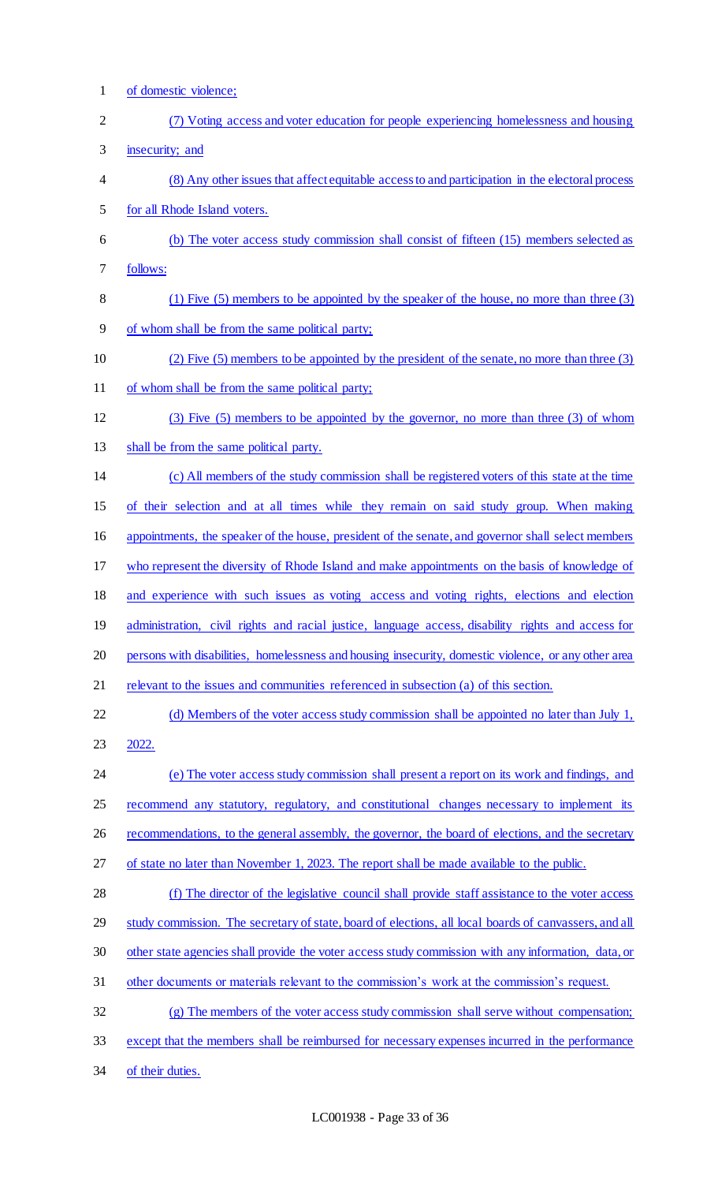of domestic violence;

(7) Voting access and voter education for people experiencing homelessness and housing insecurity; and

(8) Any other issues that affect equitable access to and participation in the electoral process for all Rhode Island voters.

(b) The voter access study commission shall consist of fifteen (15) members selected as follows:

(1) Five (5) members to be appointed by the speaker of the house, no more than three (3) of whom shall be from the same political party;

(2) Five (5) members to be appointed by the president of the senate, no more than three (3) of whom shall be from the same political party;

(3) Five (5) members to be appointed by the governor, no more than three (3) of whom shall be from the same political party.

(c) All members of the study commission shall be registered voters of this state at the time of their selection and at all times while they remain on said study group. When making appointments, the speaker of the house, president of the senate, and governor shall select members who represent the diversity of Rhode Island and make appointments on the basis of knowledge of and experience with such issues as voting access and voting rights, elections and election administration, civil rights and racial justice, language access, disability rights and access for persons with disabilities, homelessness and housing insecurity, domestic violence, or any other area relevant to the issues and communities referenced in subsection (a) of this section.

(d) Members of the voter access study commission shall be appointed no later than July 1, 2022.

(e) The voter access study commission shall present a report on its work and findings, and recommend any statutory, regulatory, and constitutional changes necessary to implement its recommendations, to the general assembly, the governor, the board of elections, and the secretary of state no later than November 1, 2023. The report shall be made available to the public.

(f) The director of the legislative council shall provide staff assistance to the voter access study commission. The secretary of state, board of elections, all local boards of canvassers, and all other state agencies shall provide the voter access study commission with any information, data, or other documents or materials relevant to the commission's work at the commission's request.

(g) The members of the voter access study commission shall serve without compensation; except that the members shall be reimbursed for necessary expenses incurred in the performance of their duties.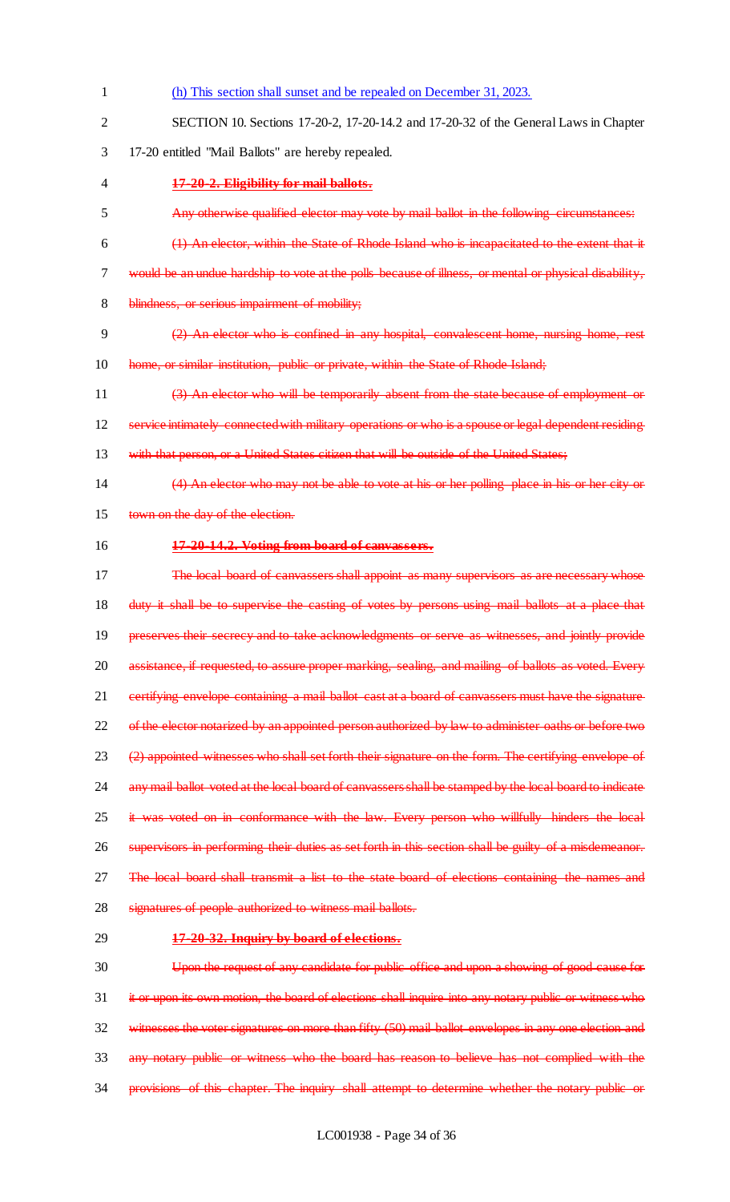(h) This section shall sunset and be repealed on December 31, 2023.

SECTION 10. Sections 17-20-2, 17-20-14.2 and 17-20-32 of the General Laws in Chapter 17-20 entitled "Mail Ballots" are hereby repealed.

~~**17-20-2. Eligibility for mail ballots.**~~

~~Any otherwise qualified elector may vote by mail ballot in the following circumstances:~~

~~(1) An elector, within the State of Rhode Island who is incapacitated to the extent that it would be an undue hardship to vote at the polls because of illness, or mental or physical disability, blindness, or serious impairment of mobility;~~

~~(2) An elector who is confined in any hospital, convalescent home, nursing home, rest home, or similar institution, public or private, within the State of Rhode Island;~~

~~(3) An elector who will be temporarily absent from the state because of employment or service intimately connected with military operations or who is a spouse or legal dependent residing with that person, or a United States citizen that will be outside of the United States;~~

~~(4) An elector who may not be able to vote at his or her polling place in his or her city or town on the day of the election.~~

~~**17-20-14.2. Voting from board of canvassers.**~~

~~The local board of canvassers shall appoint as many supervisors as are necessary whose duty it shall be to supervise the casting of votes by persons using mail ballots at a place that preserves their secrecy and to take acknowledgments or serve as witnesses, and jointly provide assistance, if requested, to assure proper marking, sealing, and mailing of ballots as voted. Every certifying envelope containing a mail ballot cast at a board of canvassers must have the signature of the elector notarized by an appointed person authorized by law to administer oaths or before two (2) appointed witnesses who shall set forth their signature on the form. The certifying envelope of any mail ballot voted at the local board of canvassers shall be stamped by the local board to indicate it was voted on in conformance with the law. Every person who willfully hinders the local supervisors in performing their duties as set forth in this section shall be guilty of a misdemeanor. The local board shall transmit a list to the state board of elections containing the names and signatures of people authorized to witness mail ballots.~~

~~**17-20-32. Inquiry by board of elections.**~~

~~Upon the request of any candidate for public office and upon a showing of good cause for it or upon its own motion, the board of elections shall inquire into any notary public or witness who witnesses the voter signatures on more than fifty (50) mail ballot envelopes in any one election and any notary public or witness who the board has reason to believe has not complied with the provisions of this chapter. The inquiry shall attempt to determine whether the notary public or~~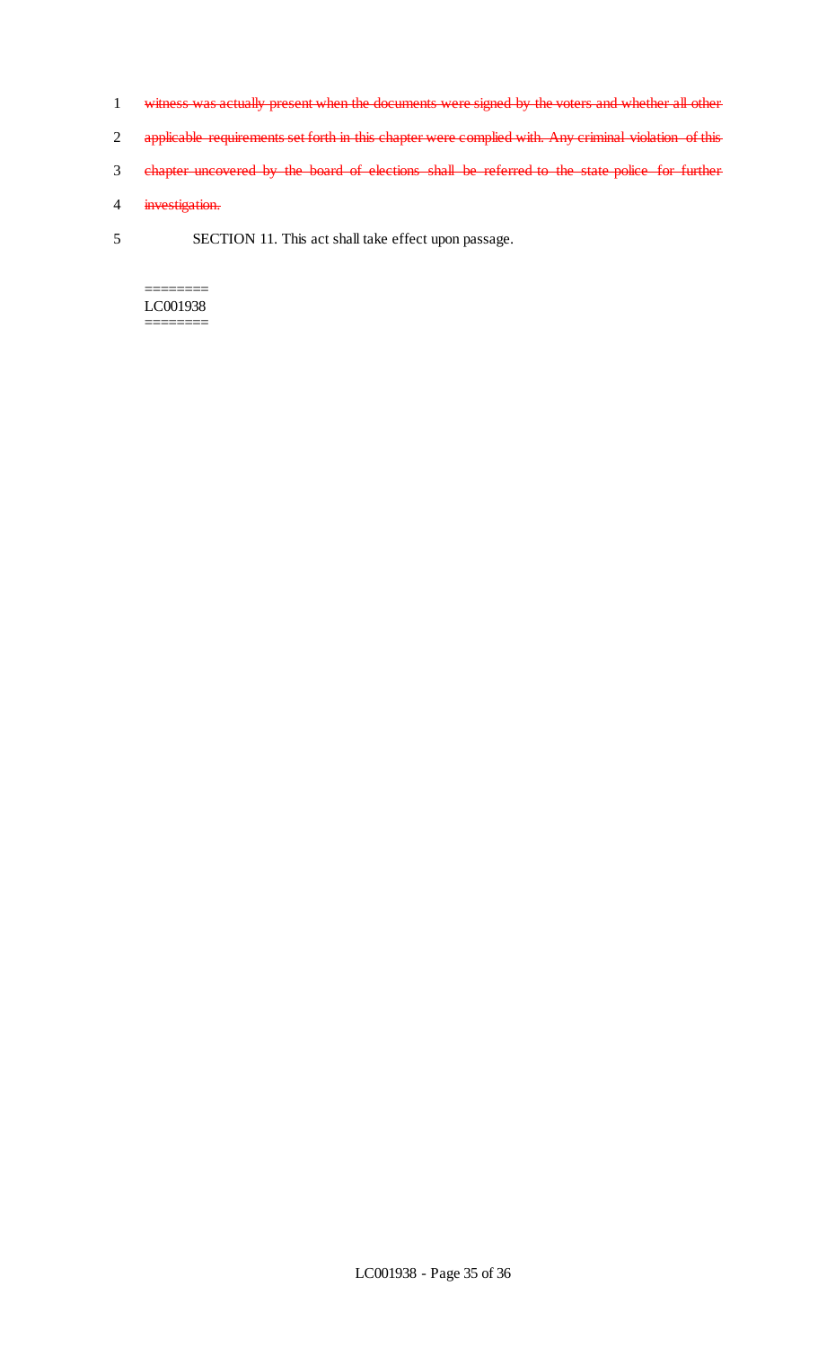~~witness was actually present when the documents were signed by the voters and whether all other applicable requirements set forth in this chapter were complied with. Any criminal violation of this chapter uncovered by the board of elections shall be referred to the state police for further investigation.~~

SECTION 11. This act shall take effect upon passage.

========
LC001938
========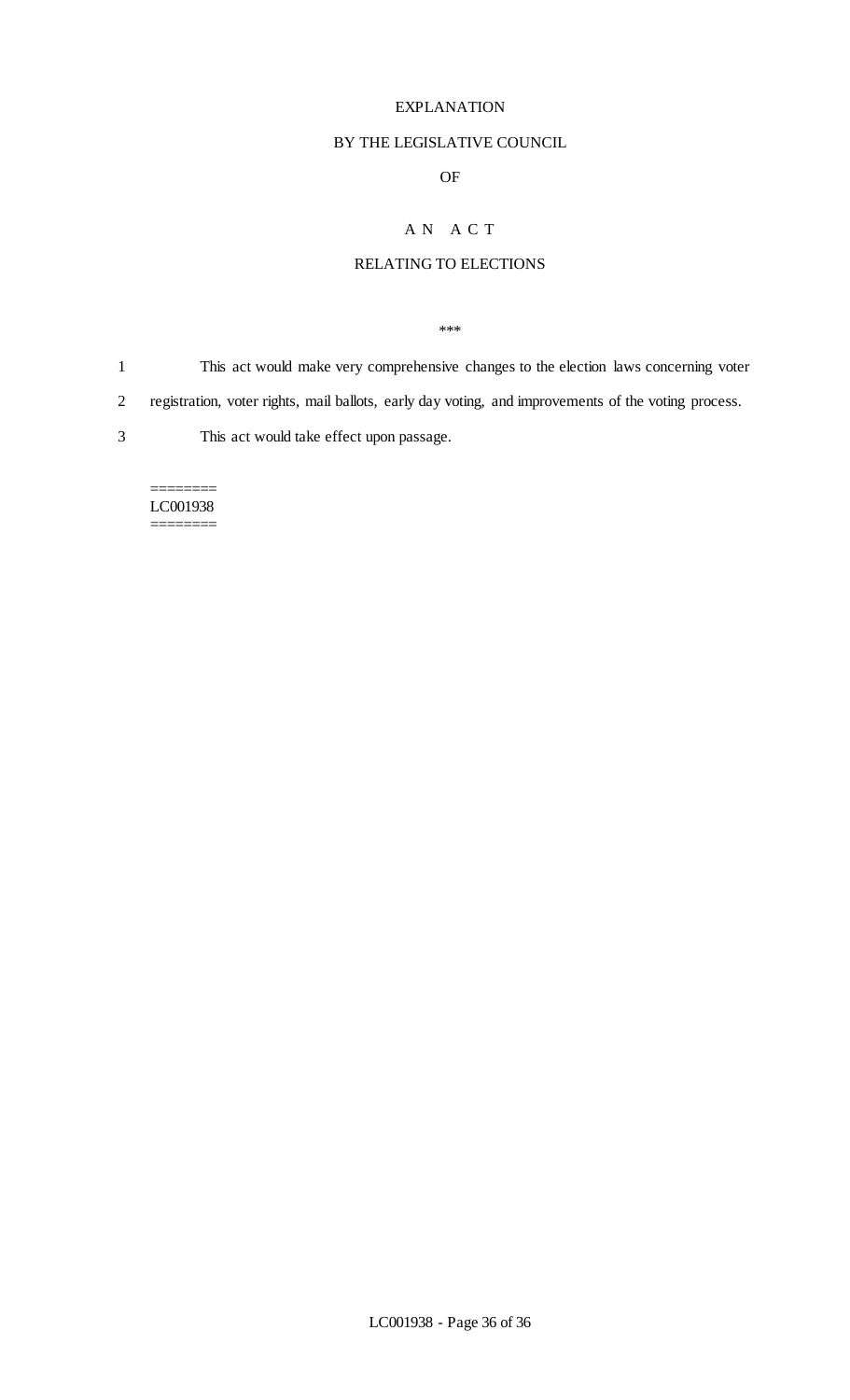EXPLANATION

BY THE LEGISLATIVE COUNCIL

OF

A N A C T

RELATING TO ELECTIONS

\*\*\*

1 This act would make very comprehensive changes to the election laws concerning voter
2 registration, voter rights, mail ballots, early day voting, and improvements of the voting process.
3 This act would take effect upon passage.

========
LC001938
========